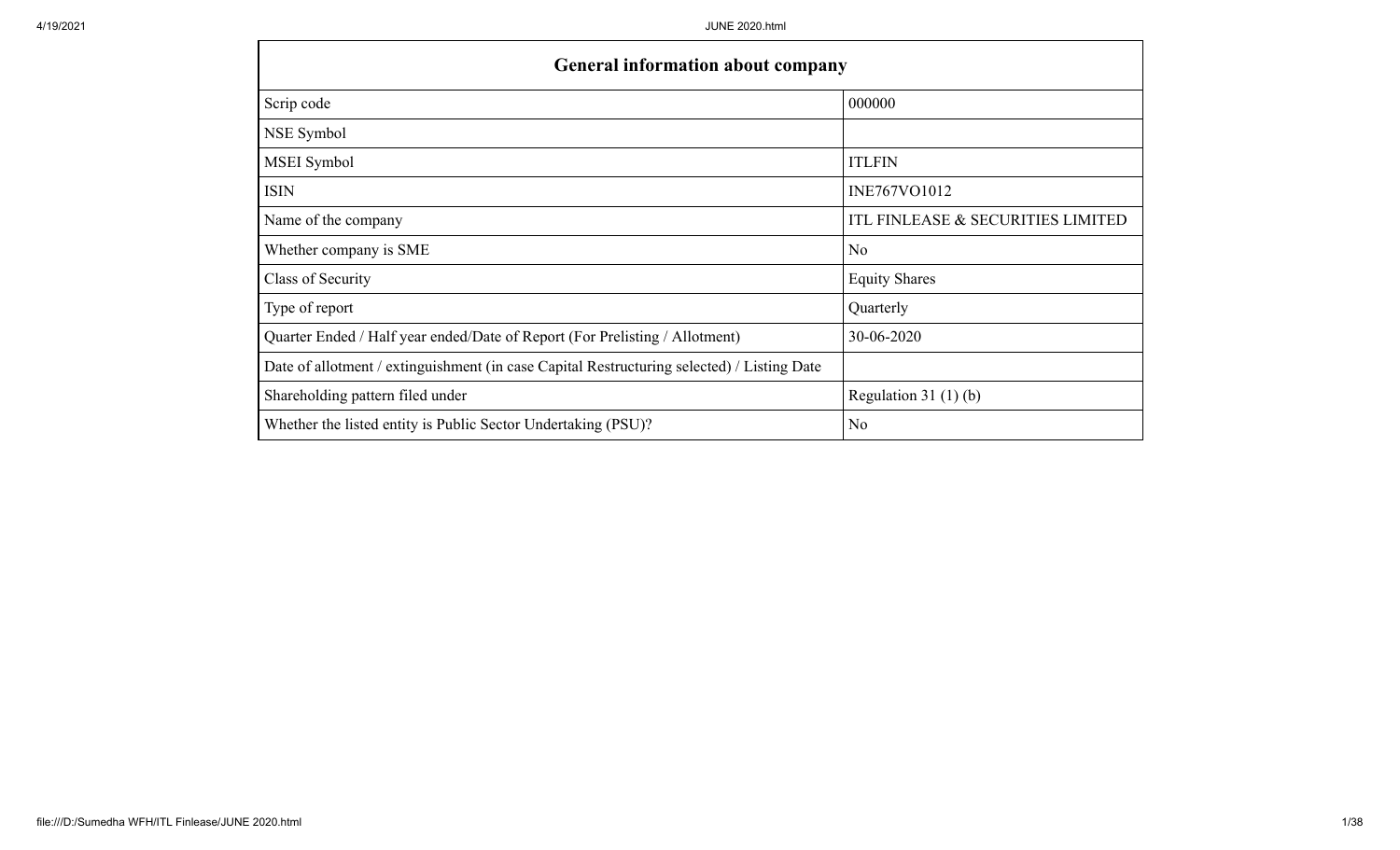| General information about company | |
|---|---|
| Scrip code | 000000 |
| NSE Symbol | |
| MSEI Symbol | ITLFIN |
| ISIN | INE767VO1012 |
| Name of the company | ITL FINLEASE & SECURITIES LIMITED |
| Whether company is SME | No |
| Class of Security | Equity Shares |
| Type of report | Quarterly |
| Quarter Ended / Half year ended/Date of Report (For Prelisting / Allotment) | 30-06-2020 |
| Date of allotment / extinguishment (in case Capital Restructuring selected) / Listing Date | |
| Shareholding pattern filed under | Regulation 31 (1) (b) |
| Whether the listed entity is Public Sector Undertaking (PSU)? | No |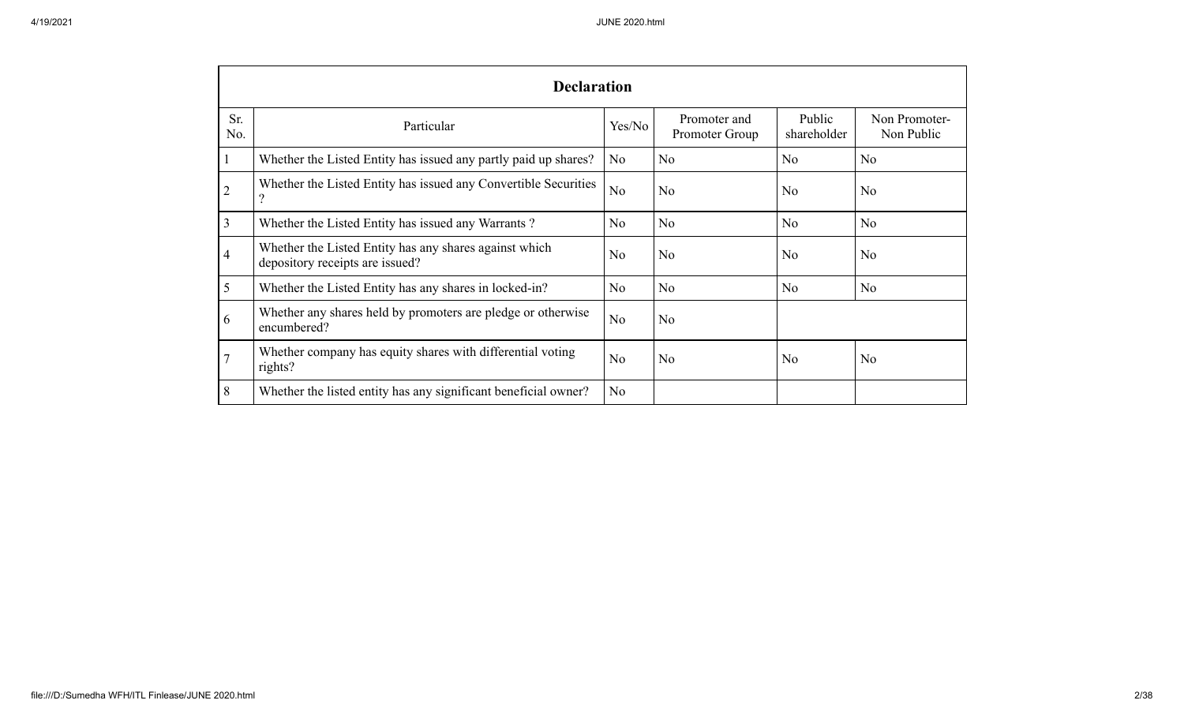| Declaration | | | | | |
|---|---|---|---|---|---|
| Sr. No. | Particular | Yes/No | Promoter and Promoter Group | Public shareholder | Non Promoter- Non Public |
| 1 | Whether the Listed Entity has issued any partly paid up shares? | No | No | No | No |
| 2 | Whether the Listed Entity has issued any Convertible Securities ? | No | No | No | No |
| 3 | Whether the Listed Entity has issued any Warrants ? | No | No | No | No |
| 4 | Whether the Listed Entity has any shares against which depository receipts are issued? | No | No | No | No |
| 5 | Whether the Listed Entity has any shares in locked-in? | No | No | No | No |
| 6 | Whether any shares held by promoters are pledge or otherwise encumbered? | No | No | | |
| 7 | Whether company has equity shares with differential voting rights? | No | No | No | No |
| 8 | Whether the listed entity has any significant beneficial owner? | No | | | |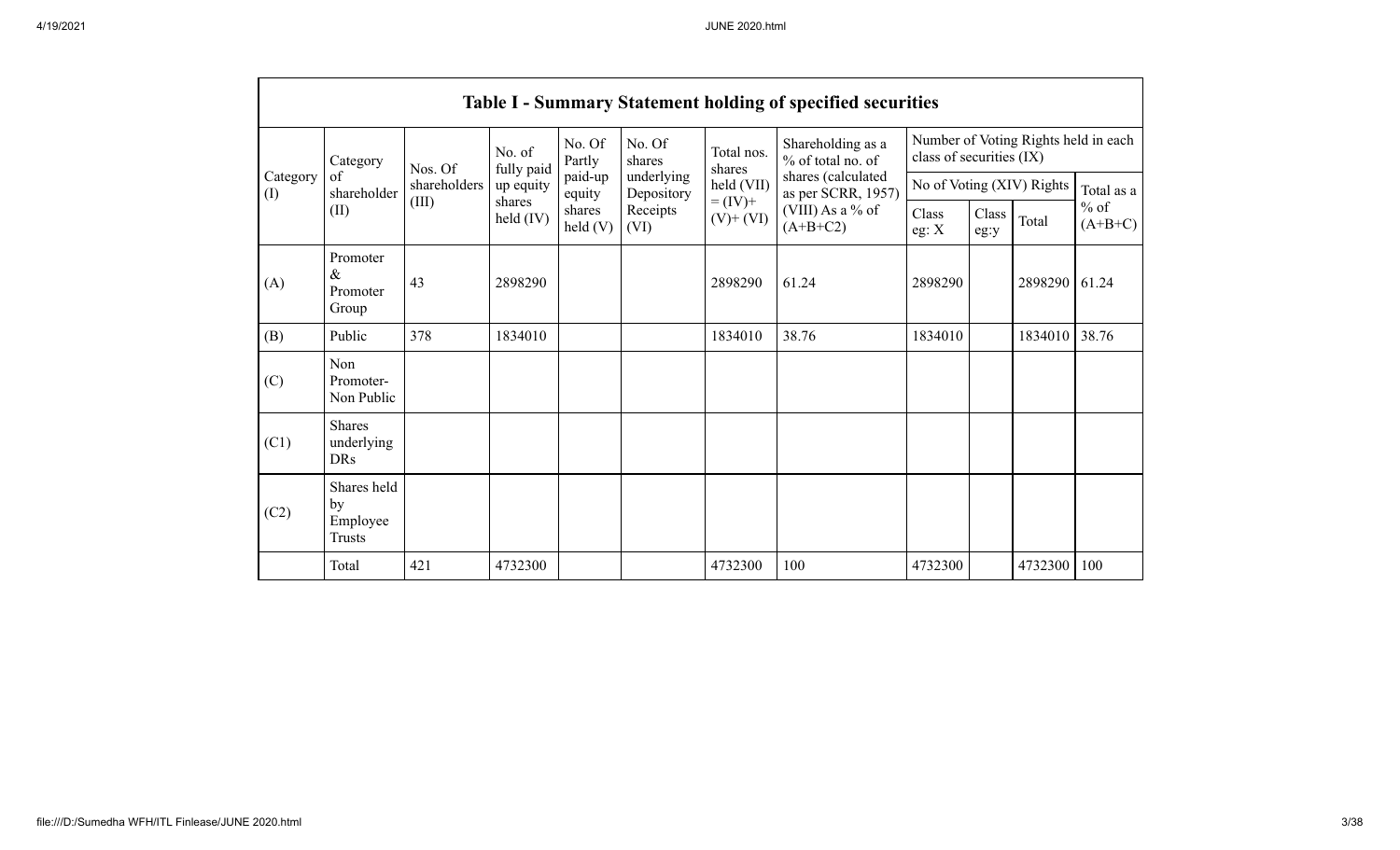## Table I - Summary Statement holding of specified securities

| Category (I) | Category of shareholder (II) | Nos. Of shareholders (III) | No. of fully paid up equity shares held (IV) | No. Of Partly paid-up equity shares held (V) | No. Of shares underlying Depository Receipts (VI) | Total nos. shares held (VII) = (IV)+ (V)+ (VI) | Shareholding as a % of total no. of shares (calculated as per SCRR, 1957) (VIII) As a % of (A+B+C2) | Number of Voting Rights held in each class of securities (IX) | | | |
|---|---|---|---|---|---|---|---|---|---|---|---|
| | | | | | | | | No of Voting (XIV) Rights | | | Total as a % of (A+B+C) |
| | | | | | | | | Class eg: X | Class eg:y | Total | |
| (A) | Promoter & Promoter Group | 43 | 2898290 | | | 2898290 | 61.24 | 2898290 | | 2898290 | 61.24 |
| (B) | Public | 378 | 1834010 | | | 1834010 | 38.76 | 1834010 | | 1834010 | 38.76 |
| (C) | Non Promoter- Non Public | | | | | | | | | | |
| (C1) | Shares underlying DRs | | | | | | | | | | |
| (C2) | Shares held by Employee Trusts | | | | | | | | | | |
| | Total | 421 | 4732300 | | | 4732300 | 100 | 4732300 | | 4732300 | 100 |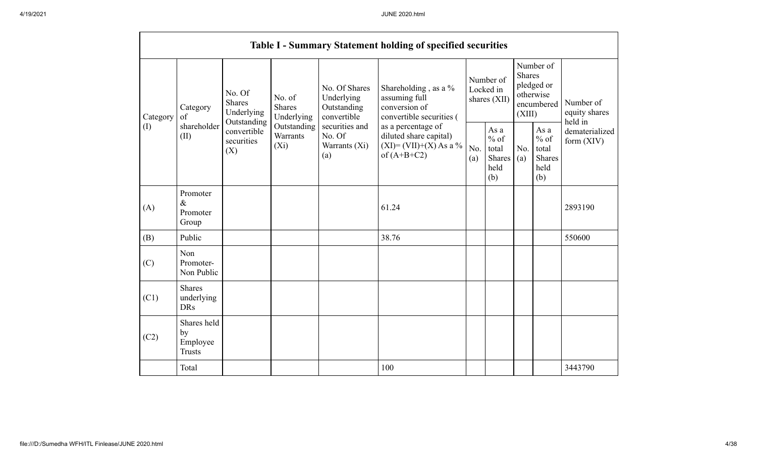| Table I - Summary Statement holding of specified securities | | | | | | | | | | | |
|---|---|---|---|---|---|---|---|---|---|---|---|
| Category (I) | Category of shareholder (II) | No. Of Shares Underlying Outstanding convertible securities (X) | No. of Shares Underlying Outstanding Warrants (Xi) | No. Of Shares Underlying Outstanding convertible securities and No. Of Warrants (Xi) (a) | Shareholding , as a % assuming full conversion of convertible securities ( as a percentage of diluted share capital) (XI)= (VII)+(X) As a % of (A+B+C2) | Number of Locked in shares (XII) | | Number of Shares pledged or otherwise encumbered (XIII) | | Number of equity shares held in dematerialized form (XIV) |
| | | | | | | No. (a) | As a % of total Shares held (b) | No. (a) | As a % of total Shares held (b) | |
| (A) | Promoter & Promoter Group | | | | 61.24 | | | | | 2893190 |
| (B) | Public | | | | 38.76 | | | | | 550600 |
| (C) | Non Promoter- Non Public | | | | | | | | | |
| (C1) | Shares underlying DRs | | | | | | | | | |
| (C2) | Shares held by Employee Trusts | | | | | | | | | |
| | Total | | | | 100 | | | | | 3443790 |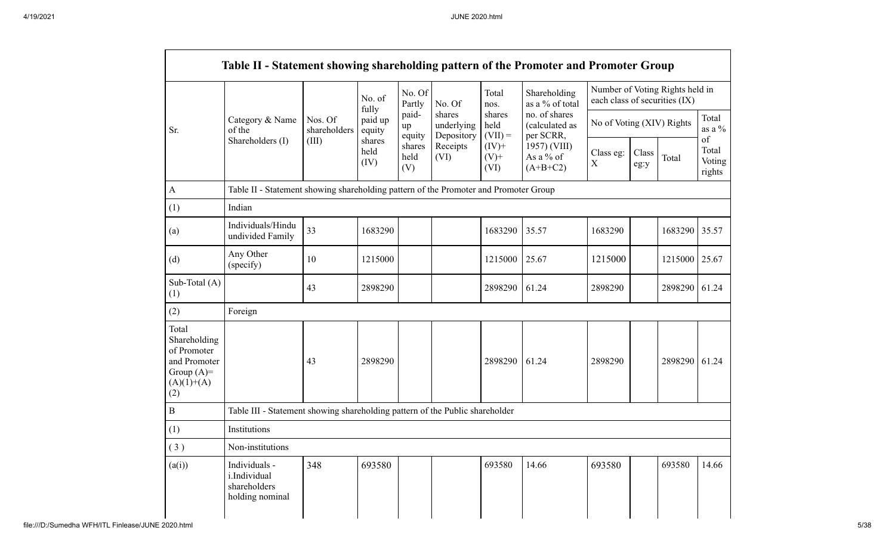## Table II - Statement showing shareholding pattern of the Promoter and Promoter Group

| Sr. | Category & Name of the Shareholders (I) | Nos. Of shareholders (III) | No. of fully paid up equity shares held (IV) | No. Of Partly paid-up equity shares held (V) | No. Of shares underlying Depository Receipts (VI) | Total nos. shares held (VII) = (IV)+ (V)+ (VI) | Shareholding as a % of total no. of shares (calculated as per SCRR, 1957) (VIII) As a % of (A+B+C2) | Number of Voting Rights held in each class of securities (IX) | | | |
|---|---|---|---|---|---|---|---|---|---|---|---|
| | | | | | | | | No of Voting (XIV) Rights | | | Total as a % of Total Voting rights |
| | | | | | | | | Class eg: X | Class eg:y | Total | |
| A | Table II - Statement showing shareholding pattern of the Promoter and Promoter Group | | | | | | | | | | |
| (1) | Indian | | | | | | | | | | |
| (a) | Individuals/Hindu undivided Family | 33 | 1683290 | | | 1683290 | 35.57 | 1683290 | | 1683290 | 35.57 |
| (d) | Any Other (specify) | 10 | 1215000 | | | 1215000 | 25.67 | 1215000 | | 1215000 | 25.67 |
| Sub-Total (A)(1) | | 43 | 2898290 | | | 2898290 | 61.24 | 2898290 | | 2898290 | 61.24 |
| (2) | Foreign | | | | | | | | | | |
| Total Shareholding of Promoter and Promoter Group (A)=(A)(1)+(A)(2) | | 43 | 2898290 | | | 2898290 | 61.24 | 2898290 | | 2898290 | 61.24 |
| B | Table III - Statement showing shareholding pattern of the Public shareholder | | | | | | | | | | |
| (1) | Institutions | | | | | | | | | | |
| (3) | Non-institutions | | | | | | | | | | |
| (a(i)) | Individuals - i.Individual shareholders holding nominal | 348 | 693580 | | | 693580 | 14.66 | 693580 | | 693580 | 14.66 |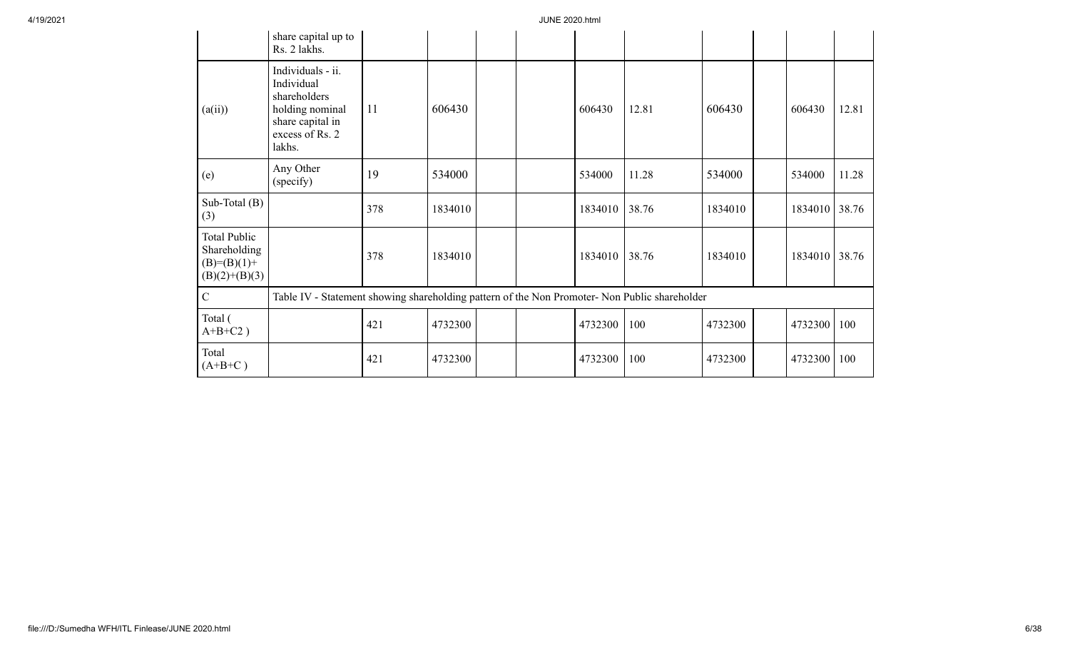| | share capital up to Rs. 2 lakhs. | | | | | | | | | | |
|---|---|---|---|---|---|---|---|---|---|---|---|
| (a(ii)) | Individuals - ii. Individual shareholders holding nominal share capital in excess of Rs. 2 lakhs. | 11 | 606430 | | | 606430 | 12.81 | 606430 | | 606430 | 12.81 |
| (e) | Any Other (specify) | 19 | 534000 | | | 534000 | 11.28 | 534000 | | 534000 | 11.28 |
| Sub-Total (B)(3) | | 378 | 1834010 | | | 1834010 | 38.76 | 1834010 | | 1834010 | 38.76 |
| Total Public Shareholding (B)=(B)(1)+(B)(2)+(B)(3) | | 378 | 1834010 | | | 1834010 | 38.76 | 1834010 | | 1834010 | 38.76 |
| C | Table IV - Statement showing shareholding pattern of the Non Promoter- Non Public shareholder | | | | | | | | | | |
| Total ( A+B+C2 ) | | 421 | 4732300 | | | 4732300 | 100 | 4732300 | | 4732300 | 100 |
| Total (A+B+C ) | | 421 | 4732300 | | | 4732300 | 100 | 4732300 | | 4732300 | 100 |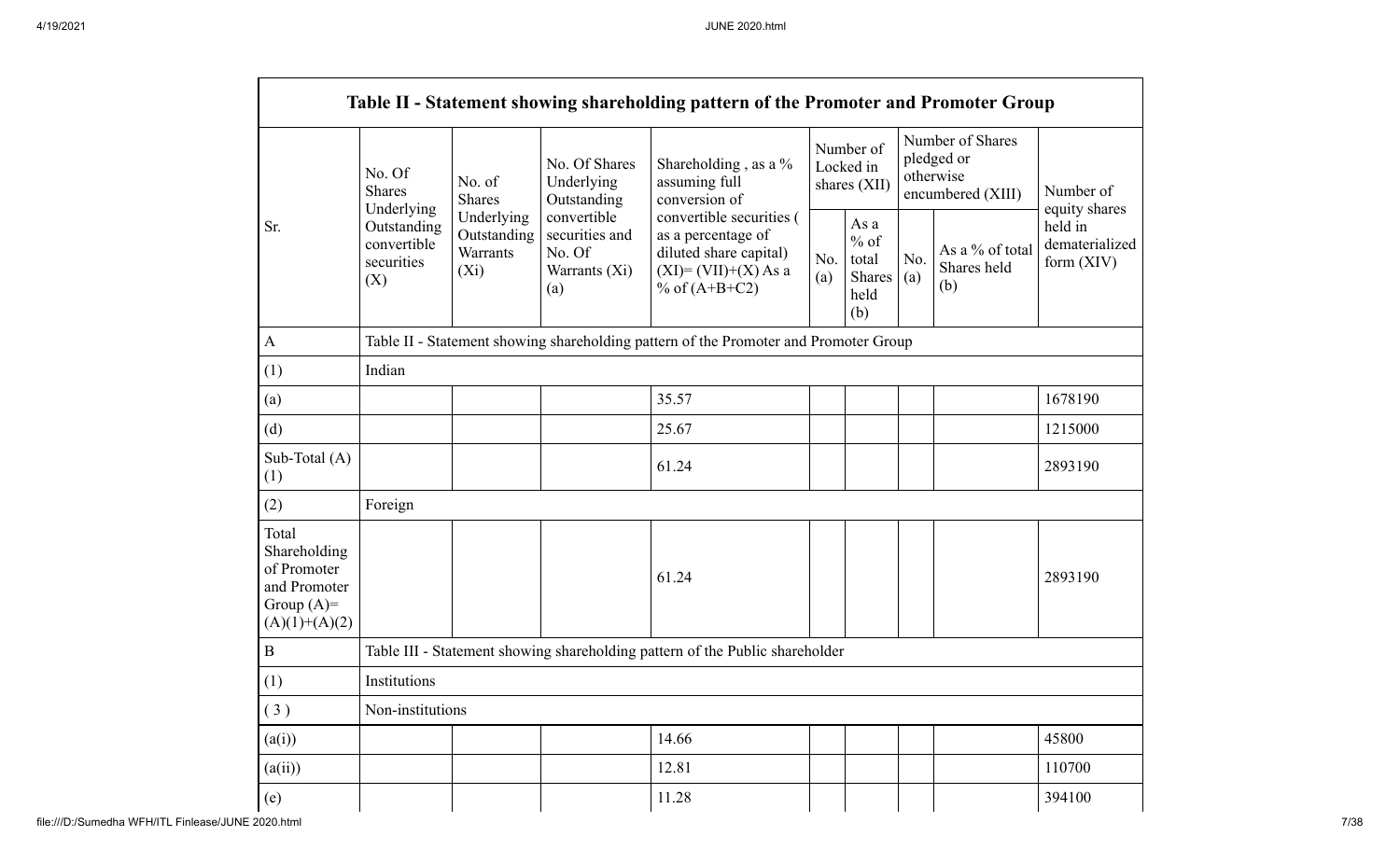| Table II - Statement showing shareholding pattern of the Promoter and Promoter Group | | | | | | | | | |
|---|---|---|---|---|---|---|---|---|---|
| Sr. | No. Of Shares Underlying Outstanding convertible securities (X) | No. of Shares Underlying Outstanding Warrants (Xi) | No. Of Shares Underlying Outstanding convertible securities and No. Of Warrants (Xi) (a) | Shareholding , as a % assuming full conversion of convertible securities ( as a percentage of diluted share capital) (XI)= (VII)+(X) As a % of (A+B+C2) | Number of Locked in shares (XII) | | Number of Shares pledged or otherwise encumbered (XIII) | | Number of equity shares held in dematerialized form (XIV) |
| | | | | | No. (a) | As a % of total Shares held (b) | No. (a) | As a % of total Shares held (b) | |
| A | Table II - Statement showing shareholding pattern of the Promoter and Promoter Group | | | | | | | | |
| (1) | Indian | | | | | | | | |
| (a) | | | | 35.57 | | | | | 1678190 |
| (d) | | | | 25.67 | | | | | 1215000 |
| Sub-Total (A) (1) | | | | 61.24 | | | | | 2893190 |
| (2) | Foreign | | | | | | | | |
| Total Shareholding of Promoter and Promoter Group (A)= (A)(1)+(A)(2) | | | | 61.24 | | | | | 2893190 |
| B | Table III - Statement showing shareholding pattern of the Public shareholder | | | | | | | | |
| (1) | Institutions | | | | | | | | |
| ( 3 ) | Non-institutions | | | | | | | | |
| (a(i)) | | | | 14.66 | | | | | 45800 |
| (a(ii)) | | | | 12.81 | | | | | 110700 |
| (e) | | | | 11.28 | | | | | 394100 |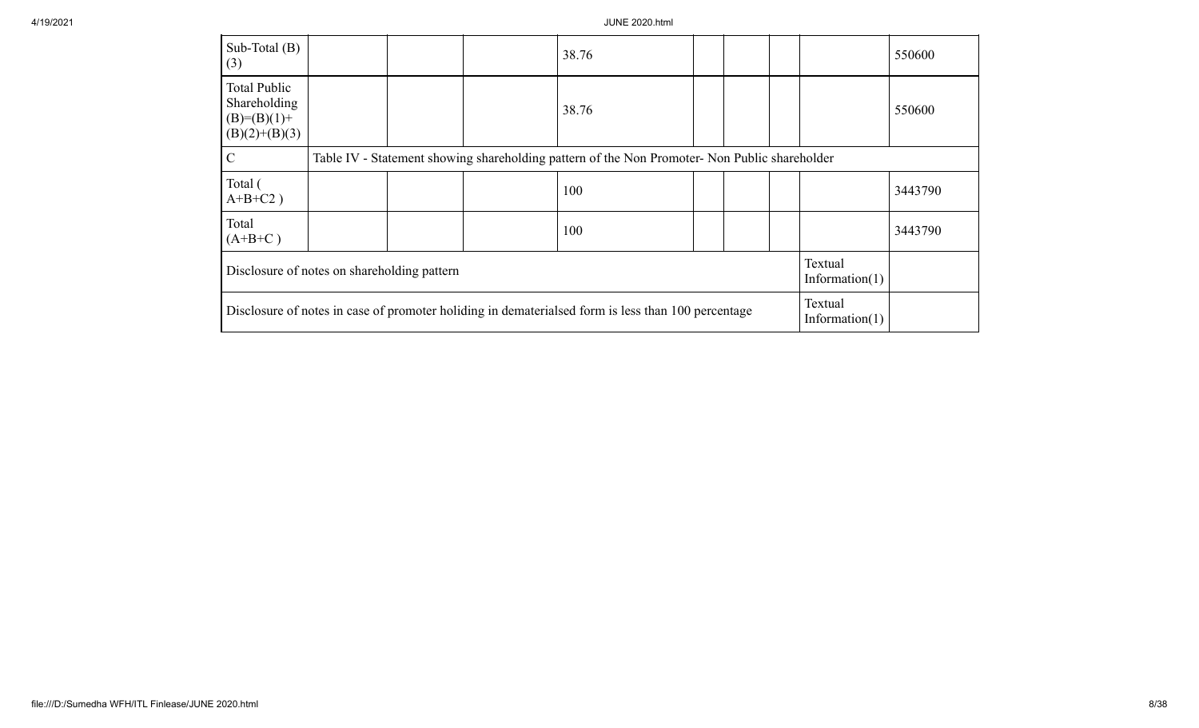| Sub-Total (B)(3) | | | | 38.76 | | | | | 550600 |
|---|---|---|---|---|---|---|---|---|---|
| Total Public Shareholding (B)=(B)(1)+(B)(2)+(B)(3) | | | | 38.76 | | | | | 550600 |
| C | Table IV - Statement showing shareholding pattern of the Non Promoter- Non Public shareholder | | | | | | | | |
| Total ( A+B+C2 ) | | | | 100 | | | | | 3443790 |
| Total (A+B+C ) | | | | 100 | | | | | 3443790 |
| Disclosure of notes on shareholding pattern | | | | | | | | Textual Information(1) | |
| Disclosure of notes in case of promoter holiding in dematerialsed form is less than 100 percentage | | | | | | | | Textual Information(1) | |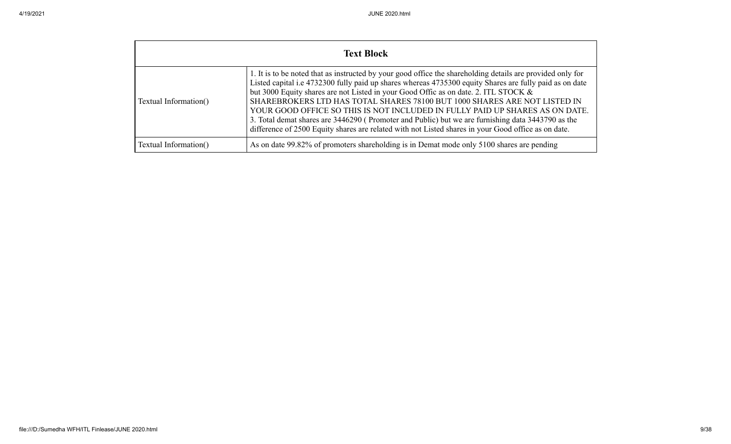| Text Block | |
|---|---|
| Textual Information() | 1. It is to be noted that as instructed by your good office the shareholding details are provided only for Listed capital i.e 4732300 fully paid up shares whereas 4735300 equity Shares are fully paid as on date but 3000 Equity shares are not Listed in your Good Offic as on date. 2. ITL STOCK & SHAREBROKERS LTD HAS TOTAL SHARES 78100 BUT 1000 SHARES ARE NOT LISTED IN YOUR GOOD OFFICE SO THIS IS NOT INCLUDED IN FULLY PAID UP SHARES AS ON DATE. 3. Total demat shares are 3446290 ( Promoter and Public) but we are furnishing data 3443790 as the difference of 2500 Equity shares are related with not Listed shares in your Good office as on date. |
| Textual Information() | As on date 99.82% of promoters shareholding is in Demat mode only 5100 shares are pending |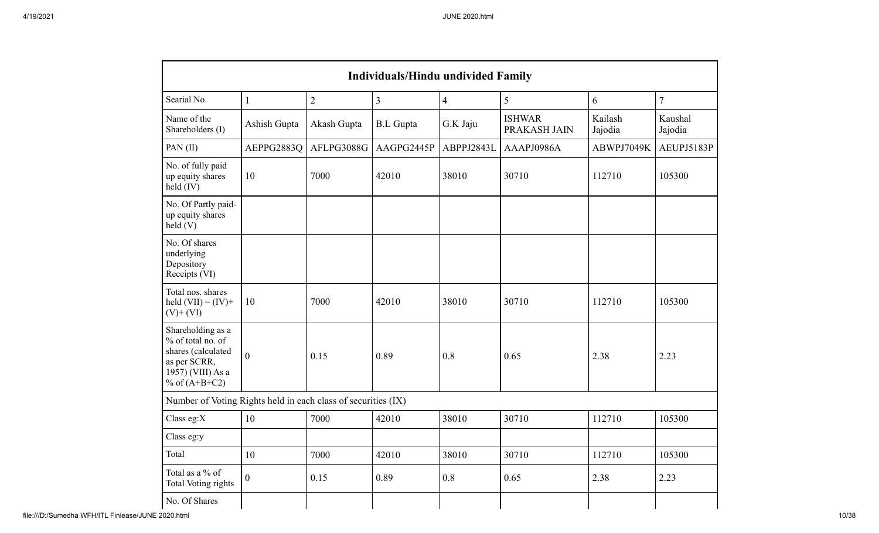| Individuals/Hindu undivided Family | | | | | | | |
|---|---|---|---|---|---|---|---|
| Searial No. | 1 | 2 | 3 | 4 | 5 | 6 | 7 |
| Name of the Shareholders (I) | Ashish Gupta | Akash Gupta | B.L Gupta | G.K Jaju | ISHWAR PRAKASH JAIN | Kailash Jajodia | Kaushal Jajodia |
| PAN (II) | AEPPG2883Q | AFLPG3088G | AAGPG2445P | ABPPJ2843L | AAAPJ0986A | ABWPJ7049K | AEUPJ5183P |
| No. of fully paid up equity shares held (IV) | 10 | 7000 | 42010 | 38010 | 30710 | 112710 | 105300 |
| No. Of Partly paid-up equity shares held (V) | | | | | | | |
| No. Of shares underlying Depository Receipts (VI) | | | | | | | |
| Total nos. shares held (VII) = (IV)+(V)+ (VI) | 10 | 7000 | 42010 | 38010 | 30710 | 112710 | 105300 |
| Shareholding as a % of total no. of shares (calculated as per SCRR, 1957) (VIII) As a % of (A+B+C2) | 0 | 0.15 | 0.89 | 0.8 | 0.65 | 2.38 | 2.23 |
| Number of Voting Rights held in each class of securities (IX) | | | | | | | |
| Class eg:X | 10 | 7000 | 42010 | 38010 | 30710 | 112710 | 105300 |
| Class eg:y | | | | | | | |
| Total | 10 | 7000 | 42010 | 38010 | 30710 | 112710 | 105300 |
| Total as a % of Total Voting rights | 0 | 0.15 | 0.89 | 0.8 | 0.65 | 2.38 | 2.23 |
| No. Of Shares | | | | | | | |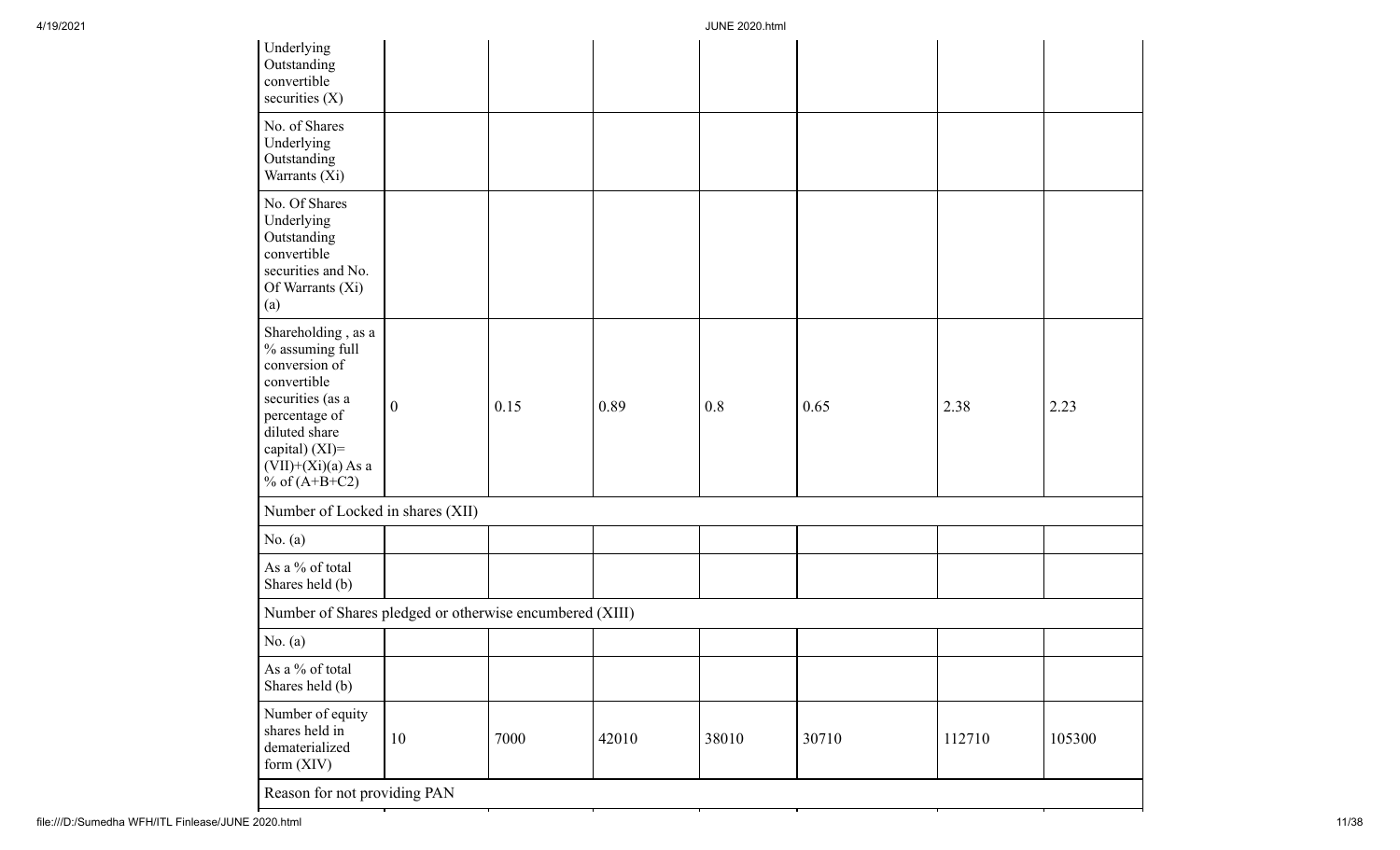| Underlying Outstanding convertible securities (X) | | | | | | | |
|---|---|---|---|---|---|---|---|
| No. of Shares Underlying Outstanding Warrants (Xi) | | | | | | | |
| No. Of Shares Underlying Outstanding convertible securities and No. Of Warrants (Xi) (a) | | | | | | | |
| Shareholding , as a % assuming full conversion of convertible securities (as a percentage of diluted share capital) (XI)= (VII)+(Xi)(a) As a % of (A+B+C2) | 0 | 0.15 | 0.89 | 0.8 | 0.65 | 2.38 | 2.23 |
| Number of Locked in shares (XII) | | | | | | | |
| No. (a) | | | | | | | |
| As a % of total Shares held (b) | | | | | | | |
| Number of Shares pledged or otherwise encumbered (XIII) | | | | | | | |
| No. (a) | | | | | | | |
| As a % of total Shares held (b) | | | | | | | |
| Number of equity shares held in dematerialized form (XIV) | 10 | 7000 | 42010 | 38010 | 30710 | 112710 | 105300 |
| Reason for not providing PAN | | | | | | | |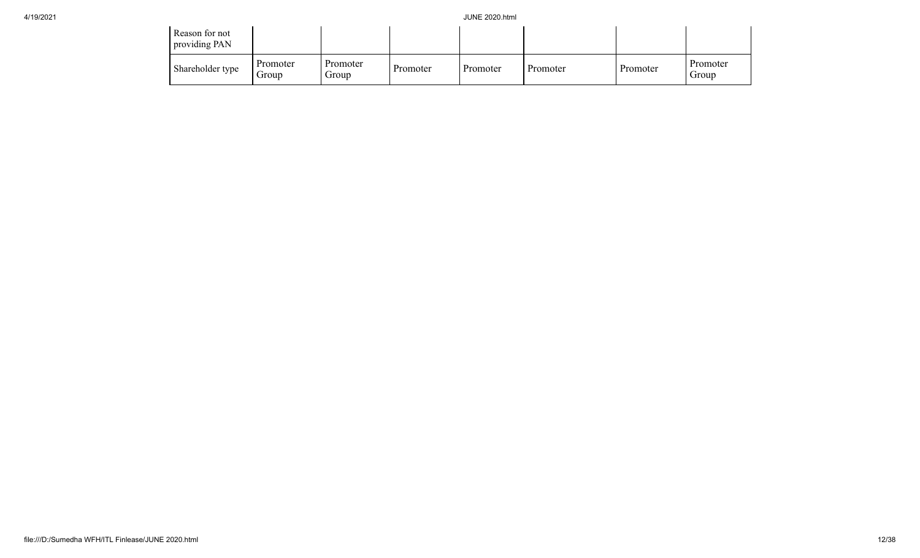| Reason for not providing PAN | | | | | | | |
|---|---|---|---|---|---|---|---|
| Shareholder type | Promoter Group | Promoter Group | Promoter | Promoter | Promoter | Promoter | Promoter Group |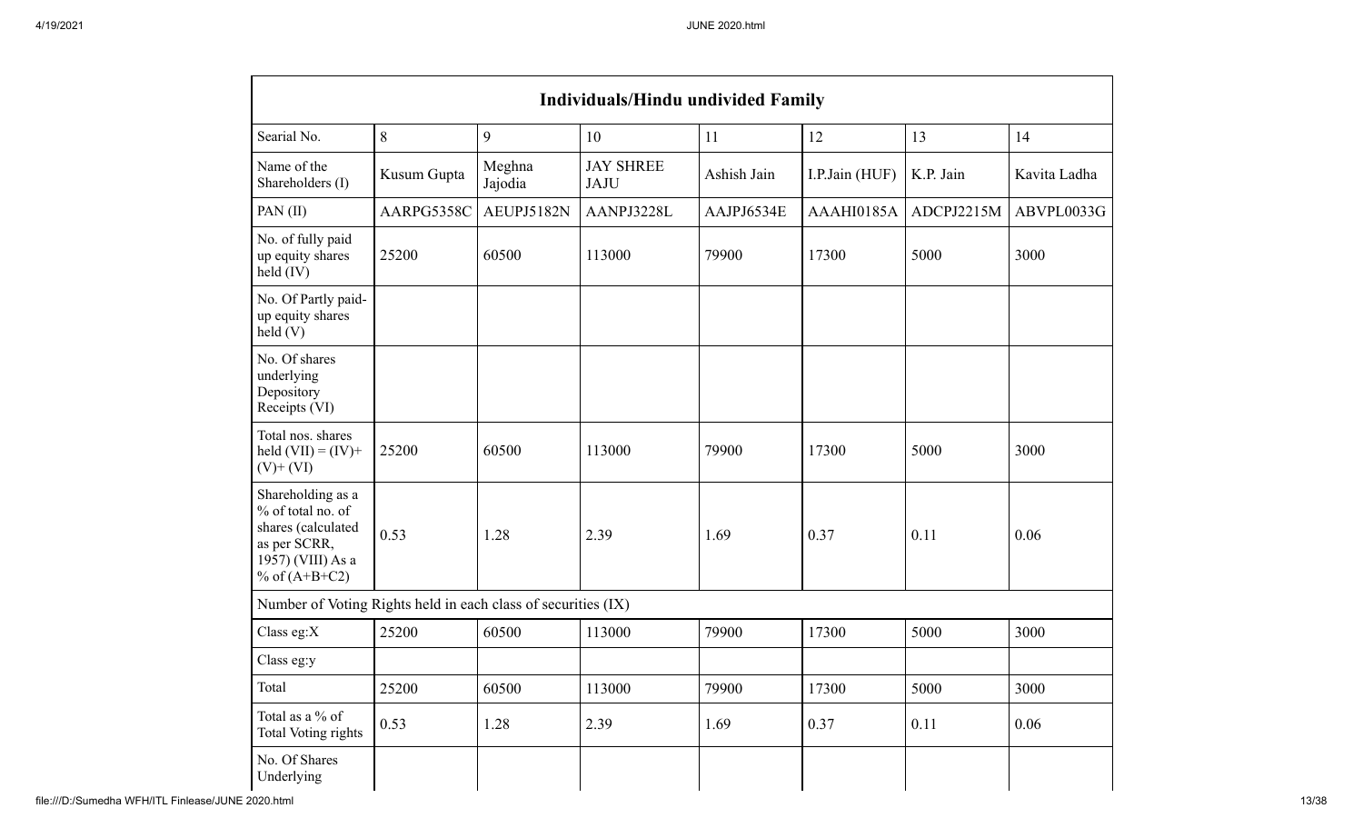| Individuals/Hindu undivided Family | | | | | | | |
|---|---|---|---|---|---|---|---|
| Searial No. | 8 | 9 | 10 | 11 | 12 | 13 | 14 |
| Name of the Shareholders (I) | Kusum Gupta | Meghna Jajodia | JAY SHREE JAJU | Ashish Jain | I.P.Jain (HUF) | K.P. Jain | Kavita Ladha |
| PAN (II) | AARPG5358C | AEUPJ5182N | AANPJ3228L | AAJPJ6534E | AAAHI0185A | ADCPJ2215M | ABVPL0033G |
| No. of fully paid up equity shares held (IV) | 25200 | 60500 | 113000 | 79900 | 17300 | 5000 | 3000 |
| No. Of Partly paid-up equity shares held (V) | | | | | | | |
| No. Of shares underlying Depository Receipts (VI) | | | | | | | |
| Total nos. shares held (VII) = (IV)+(V)+ (VI) | 25200 | 60500 | 113000 | 79900 | 17300 | 5000 | 3000 |
| Shareholding as a % of total no. of shares (calculated as per SCRR, 1957) (VIII) As a % of (A+B+C2) | 0.53 | 1.28 | 2.39 | 1.69 | 0.37 | 0.11 | 0.06 |
| Number of Voting Rights held in each class of securities (IX) | | | | | | | |
| Class eg:X | 25200 | 60500 | 113000 | 79900 | 17300 | 5000 | 3000 |
| Class eg:y | | | | | | | |
| Total | 25200 | 60500 | 113000 | 79900 | 17300 | 5000 | 3000 |
| Total as a % of Total Voting rights | 0.53 | 1.28 | 2.39 | 1.69 | 0.37 | 0.11 | 0.06 |
| No. Of Shares Underlying | | | | | | | |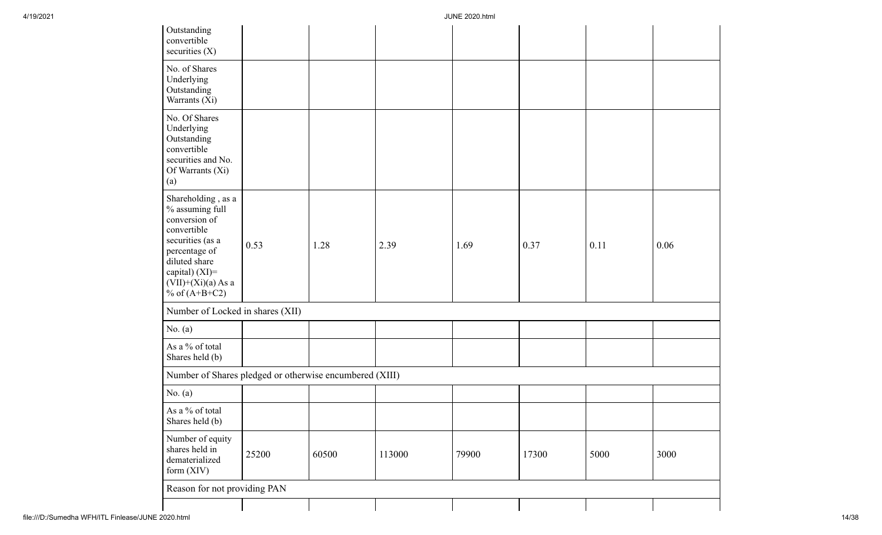| | | | | | | | |
|---|---|---|---|---|---|---|---|
| Outstanding convertible securities (X) | | | | | | | |
| No. of Shares Underlying Outstanding Warrants (Xi) | | | | | | | |
| No. Of Shares Underlying Outstanding convertible securities and No. Of Warrants (Xi) (a) | | | | | | | |
| Shareholding , as a % assuming full conversion of convertible securities (as a percentage of diluted share capital) (XI)= (VII)+(Xi)(a) As a % of (A+B+C2) | 0.53 | 1.28 | 2.39 | 1.69 | 0.37 | 0.11 | 0.06 |
| Number of Locked in shares (XII) | | | | | | | |
| No. (a) | | | | | | | |
| As a % of total Shares held (b) | | | | | | | |
| Number of Shares pledged or otherwise encumbered (XIII) | | | | | | | |
| No. (a) | | | | | | | |
| As a % of total Shares held (b) | | | | | | | |
| Number of equity shares held in dematerialized form (XIV) | 25200 | 60500 | 113000 | 79900 | 17300 | 5000 | 3000 |
| Reason for not providing PAN | | | | | | | |
| | | | | | | | |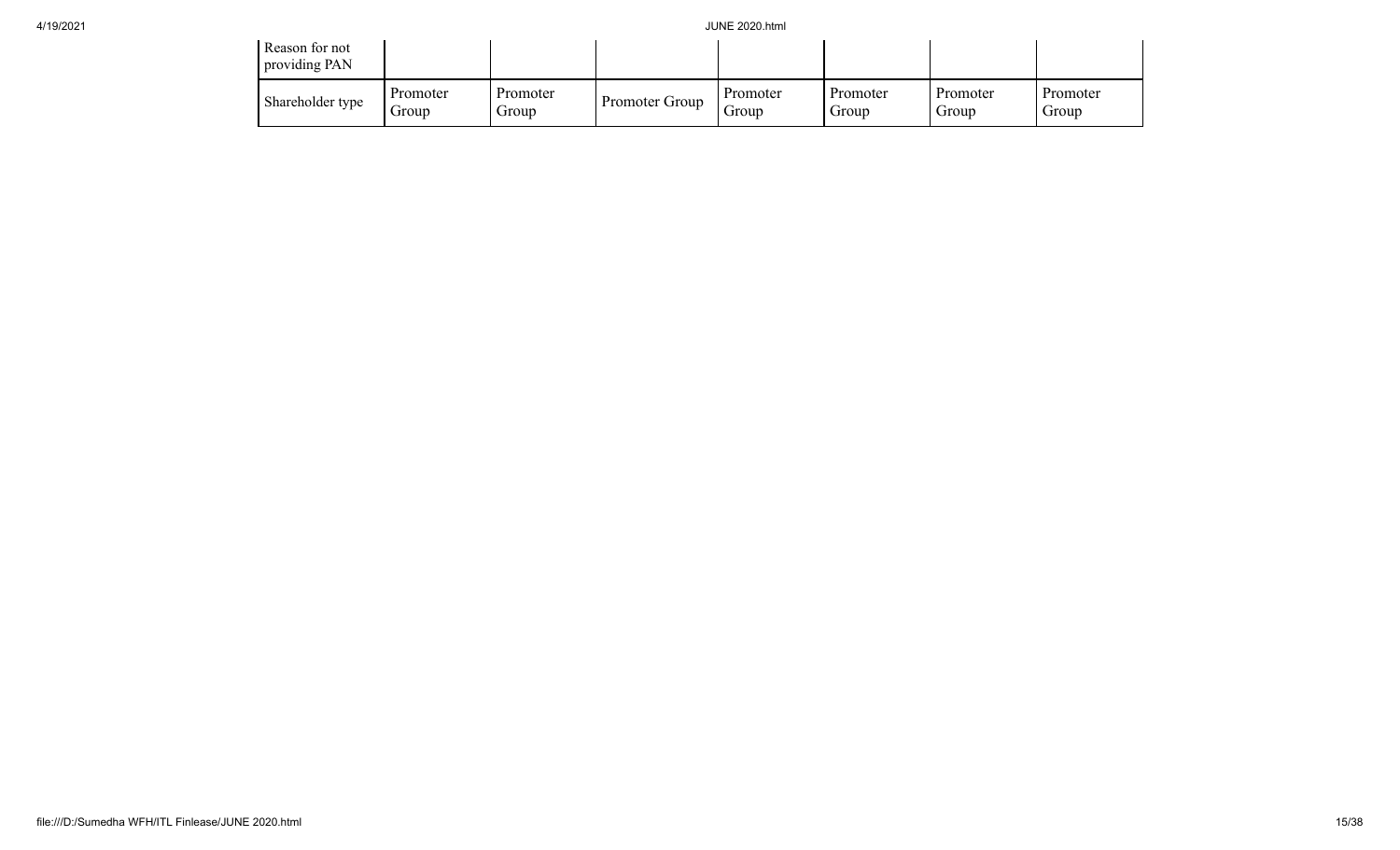| Reason for not providing PAN | | | | | | | |
|---|---|---|---|---|---|---|---|
| Shareholder type | Promoter Group | Promoter Group | Promoter Group | Promoter Group | Promoter Group | Promoter Group | Promoter Group |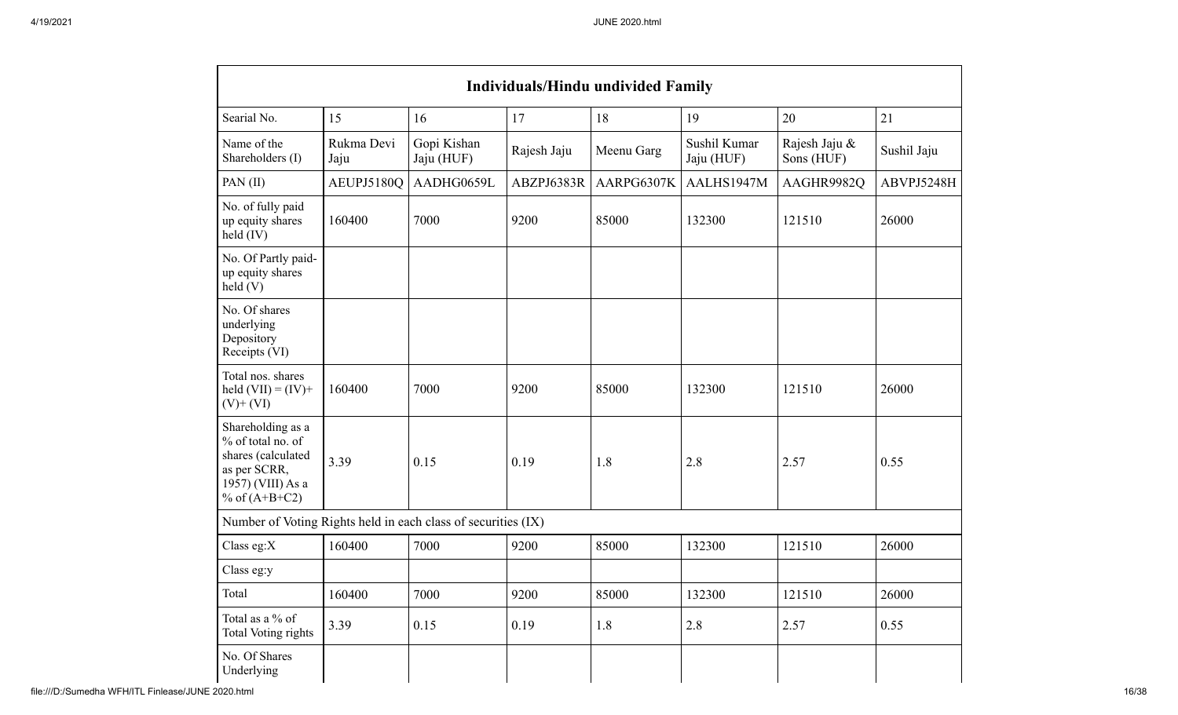| Individuals/Hindu undivided Family | | | | | | | |
|---|---|---|---|---|---|---|---|
| Searial No. | 15 | 16 | 17 | 18 | 19 | 20 | 21 |
| Name of the Shareholders (I) | Rukma Devi Jaju | Gopi Kishan Jaju (HUF) | Rajesh Jaju | Meenu Garg | Sushil Kumar Jaju (HUF) | Rajesh Jaju & Sons (HUF) | Sushil Jaju |
| PAN (II) | AEUPJ5180Q | AADHG0659L | ABZPJ6383R | AARPG6307K | AALHS1947M | AAGHR9982Q | ABVPJ5248H |
| No. of fully paid up equity shares held (IV) | 160400 | 7000 | 9200 | 85000 | 132300 | 121510 | 26000 |
| No. Of Partly paid-up equity shares held (V) | | | | | | | |
| No. Of shares underlying Depository Receipts (VI) | | | | | | | |
| Total nos. shares held (VII) = (IV)+(V)+ (VI) | 160400 | 7000 | 9200 | 85000 | 132300 | 121510 | 26000 |
| Shareholding as a % of total no. of shares (calculated as per SCRR, 1957) (VIII) As a % of (A+B+C2) | 3.39 | 0.15 | 0.19 | 1.8 | 2.8 | 2.57 | 0.55 |
| Number of Voting Rights held in each class of securities (IX) | | | | | | | |
| Class eg:X | 160400 | 7000 | 9200 | 85000 | 132300 | 121510 | 26000 |
| Class eg:y | | | | | | | |
| Total | 160400 | 7000 | 9200 | 85000 | 132300 | 121510 | 26000 |
| Total as a % of Total Voting rights | 3.39 | 0.15 | 0.19 | 1.8 | 2.8 | 2.57 | 0.55 |
| No. Of Shares Underlying | | | | | | | |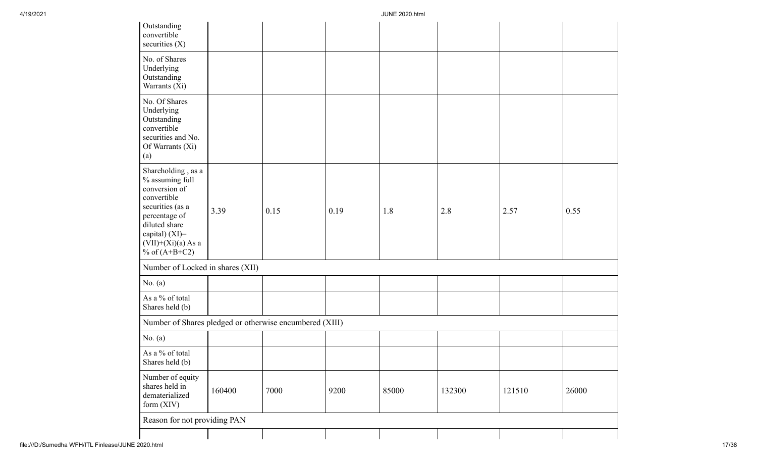| | | | | | | | |
|---|---|---|---|---|---|---|---|
| Outstanding convertible securities (X) | | | | | | | |
| No. of Shares Underlying Outstanding Warrants (Xi) | | | | | | | |
| No. Of Shares Underlying Outstanding convertible securities and No. Of Warrants (Xi) (a) | | | | | | | |
| Shareholding , as a % assuming full conversion of convertible securities (as a percentage of diluted share capital) (XI)= (VII)+(Xi)(a) As a % of (A+B+C2) | 3.39 | 0.15 | 0.19 | 1.8 | 2.8 | 2.57 | 0.55 |
| Number of Locked in shares (XII) | | | | | | | |
| No. (a) | | | | | | | |
| As a % of total Shares held (b) | | | | | | | |
| Number of Shares pledged or otherwise encumbered (XIII) | | | | | | | |
| No. (a) | | | | | | | |
| As a % of total Shares held (b) | | | | | | | |
| Number of equity shares held in dematerialized form (XIV) | 160400 | 7000 | 9200 | 85000 | 132300 | 121510 | 26000 |
| Reason for not providing PAN | | | | | | | |
| | | | | | | | |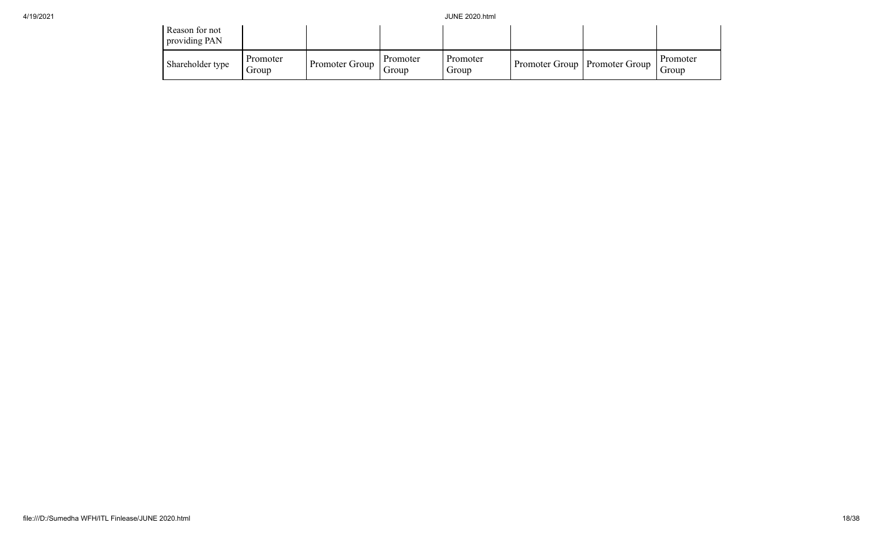| Reason for not providing PAN | | | | | | | |
|---|---|---|---|---|---|---|---|
| Shareholder type | Promoter Group | Promoter Group | Promoter Group | Promoter Group | Promoter Group | Promoter Group | Promoter Group |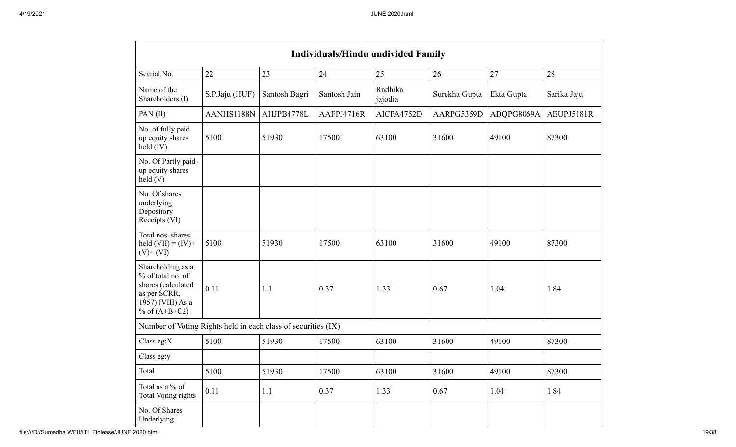| Individuals/Hindu undivided Family | | | | | | | |
|---|---|---|---|---|---|---|---|
| Searial No. | 22 | 23 | 24 | 25 | 26 | 27 | 28 |
| Name of the Shareholders (I) | S.P.Jaju (HUF) | Santosh Bagri | Santosh Jain | Radhika jajodia | Surekha Gupta | Ekta Gupta | Sarika Jaju |
| PAN (II) | AANHS1188N | AHJPB4778L | AAFPJ4716R | AICPA4752D | AARPG5359D | ADQPG8069A | AEUPJ5181R |
| No. of fully paid up equity shares held (IV) | 5100 | 51930 | 17500 | 63100 | 31600 | 49100 | 87300 |
| No. Of Partly paid-up equity shares held (V) | | | | | | | |
| No. Of shares underlying Depository Receipts (VI) | | | | | | | |
| Total nos. shares held (VII) = (IV)+(V)+ (VI) | 5100 | 51930 | 17500 | 63100 | 31600 | 49100 | 87300 |
| Shareholding as a % of total no. of shares (calculated as per SCRR, 1957) (VIII) As a % of (A+B+C2) | 0.11 | 1.1 | 0.37 | 1.33 | 0.67 | 1.04 | 1.84 |
| Number of Voting Rights held in each class of securities (IX) | | | | | | | |
| Class eg:X | 5100 | 51930 | 17500 | 63100 | 31600 | 49100 | 87300 |
| Class eg:y | | | | | | | |
| Total | 5100 | 51930 | 17500 | 63100 | 31600 | 49100 | 87300 |
| Total as a % of Total Voting rights | 0.11 | 1.1 | 0.37 | 1.33 | 0.67 | 1.04 | 1.84 |
| No. Of Shares Underlying | | | | | | | |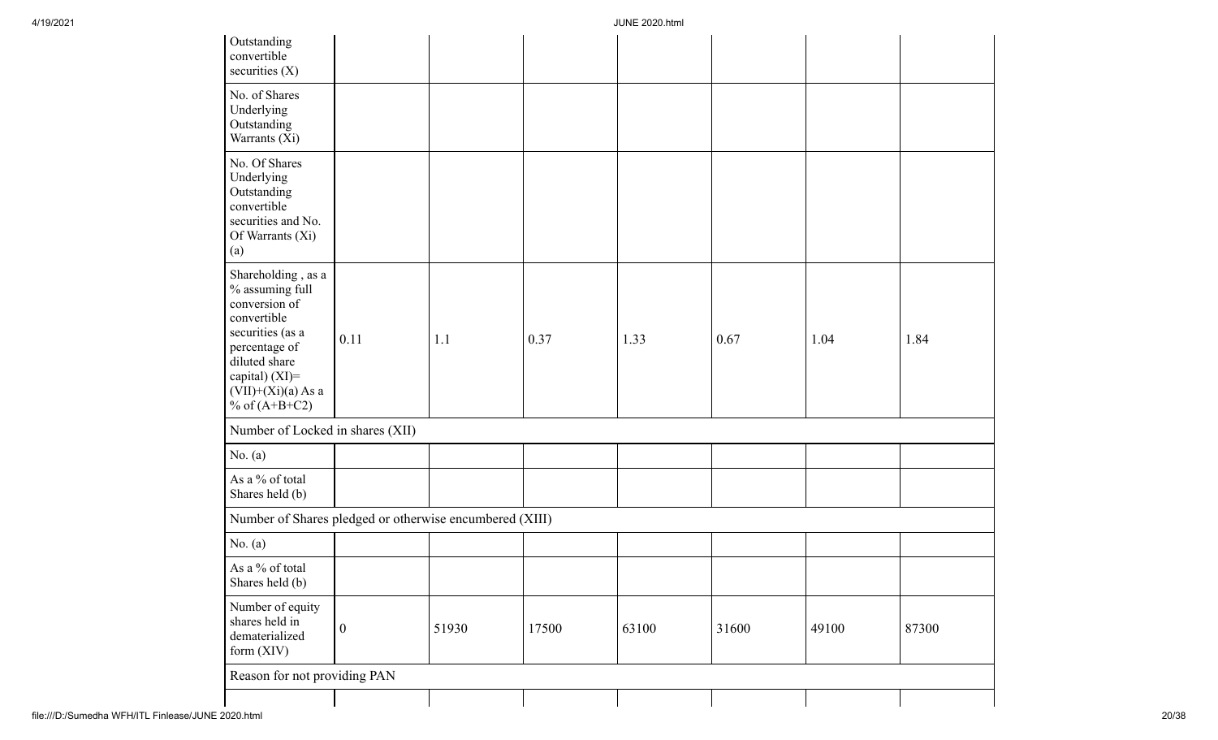| | | | | | | | |
|---|---|---|---|---|---|---|---|
| Outstanding convertible securities (X) | | | | | | | |
| No. of Shares Underlying Outstanding Warrants (Xi) | | | | | | | |
| No. Of Shares Underlying Outstanding convertible securities and No. Of Warrants (Xi) (a) | | | | | | | |
| Shareholding , as a % assuming full conversion of convertible securities (as a percentage of diluted share capital) (XI)= (VII)+(Xi)(a) As a % of (A+B+C2) | 0.11 | 1.1 | 0.37 | 1.33 | 0.67 | 1.04 | 1.84 |
| Number of Locked in shares (XII) | | | | | | | |
| No. (a) | | | | | | | |
| As a % of total Shares held (b) | | | | | | | |
| Number of Shares pledged or otherwise encumbered (XIII) | | | | | | | |
| No. (a) | | | | | | | |
| As a % of total Shares held (b) | | | | | | | |
| Number of equity shares held in dematerialized form (XIV) | 0 | 51930 | 17500 | 63100 | 31600 | 49100 | 87300 |
| Reason for not providing PAN | | | | | | | |
| | | | | | | | |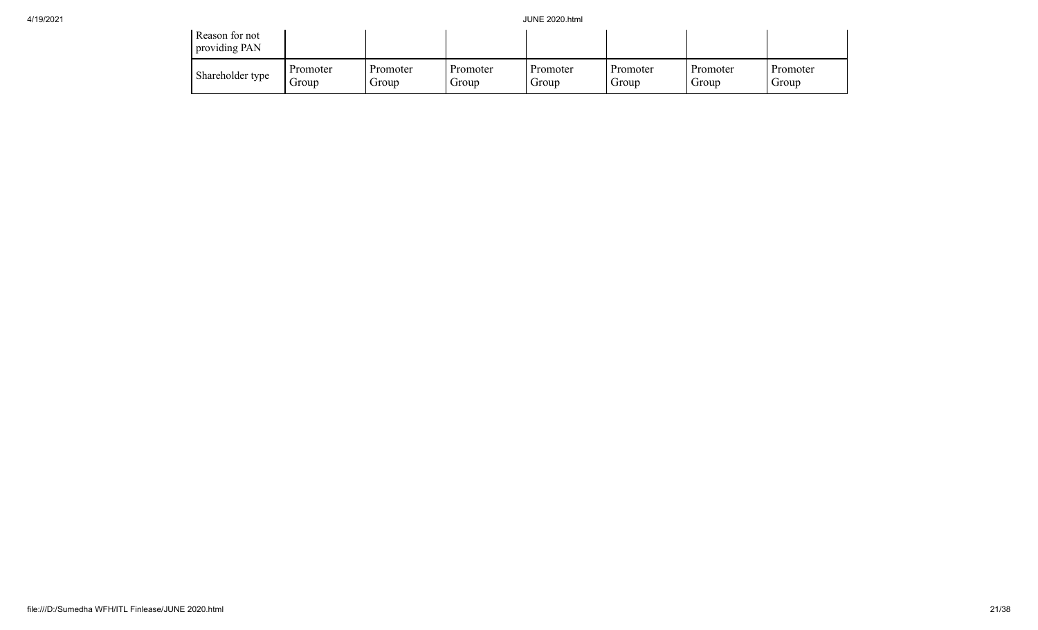| Reason for not providing PAN | | | | | | | |
|---|---|---|---|---|---|---|---|
| Shareholder type | Promoter Group | Promoter Group | Promoter Group | Promoter Group | Promoter Group | Promoter Group | Promoter Group |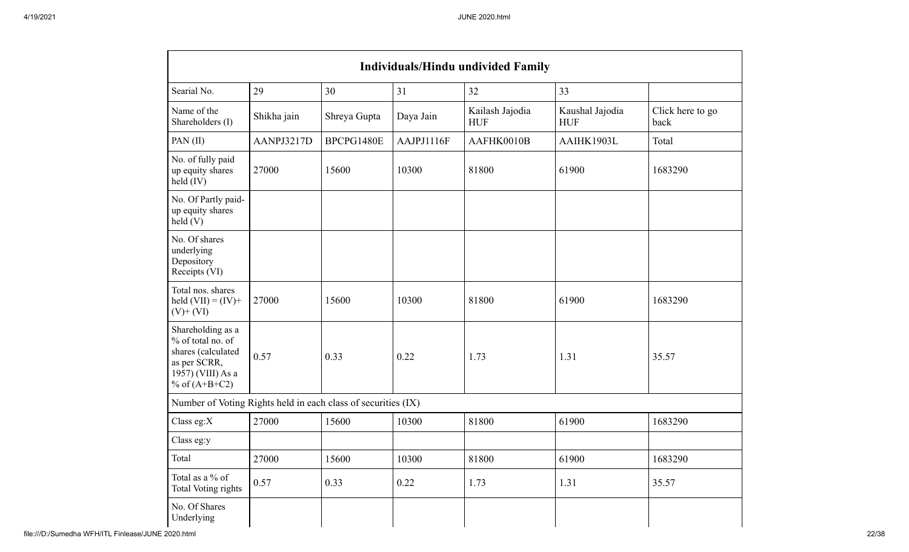| Individuals/Hindu undivided Family | | | | | | |
|---|---|---|---|---|---|---|
| Searial No. | 29 | 30 | 31 | 32 | 33 | |
| Name of the Shareholders (I) | Shikha jain | Shreya Gupta | Daya Jain | Kailash Jajodia HUF | Kaushal Jajodia HUF | Click here to go back |
| PAN (II) | AANPJ3217D | BPCPG1480E | AAJPJ1116F | AAFHK0010B | AAIHK1903L | Total |
| No. of fully paid up equity shares held (IV) | 27000 | 15600 | 10300 | 81800 | 61900 | 1683290 |
| No. Of Partly paid-up equity shares held (V) | | | | | | |
| No. Of shares underlying Depository Receipts (VI) | | | | | | |
| Total nos. shares held (VII) = (IV)+ (V)+ (VI) | 27000 | 15600 | 10300 | 81800 | 61900 | 1683290 |
| Shareholding as a % of total no. of shares (calculated as per SCRR, 1957) (VIII) As a % of (A+B+C2) | 0.57 | 0.33 | 0.22 | 1.73 | 1.31 | 35.57 |
| Number of Voting Rights held in each class of securities (IX) | | | | | | |
| Class eg:X | 27000 | 15600 | 10300 | 81800 | 61900 | 1683290 |
| Class eg:y | | | | | | |
| Total | 27000 | 15600 | 10300 | 81800 | 61900 | 1683290 |
| Total as a % of Total Voting rights | 0.57 | 0.33 | 0.22 | 1.73 | 1.31 | 35.57 |
| No. Of Shares Underlying | | | | | | |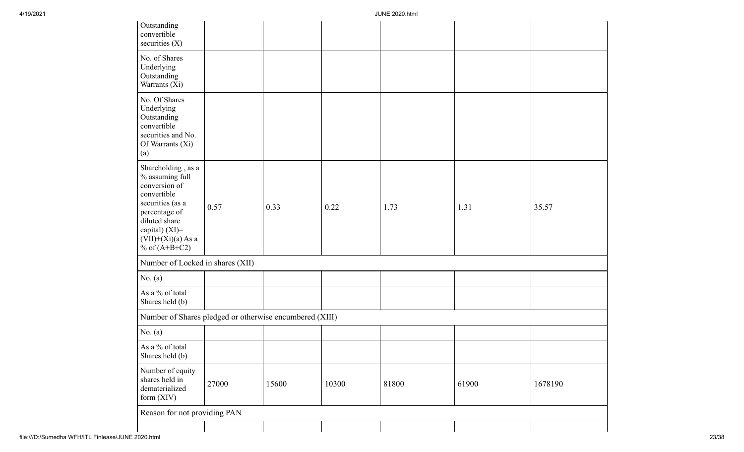| | | | | | | |
|---|---|---|---|---|---|---|
| Outstanding convertible securities (X) | | | | | | |
| No. of Shares Underlying Outstanding Warrants (Xi) | | | | | | |
| No. Of Shares Underlying Outstanding convertible securities and No. Of Warrants (Xi) (a) | | | | | | |
| Shareholding , as a % assuming full conversion of convertible securities (as a percentage of diluted share capital) (XI)= (VII)+(Xi)(a) As a % of (A+B+C2) | 0.57 | 0.33 | 0.22 | 1.73 | 1.31 | 35.57 |
| Number of Locked in shares (XII) | | | | | | |
| No. (a) | | | | | | |
| As a % of total Shares held (b) | | | | | | |
| Number of Shares pledged or otherwise encumbered (XIII) | | | | | | |
| No. (a) | | | | | | |
| As a % of total Shares held (b) | | | | | | |
| Number of equity shares held in dematerialized form (XIV) | 27000 | 15600 | 10300 | 81800 | 61900 | 1678190 |
| Reason for not providing PAN | | | | | | |
| | | | | | | |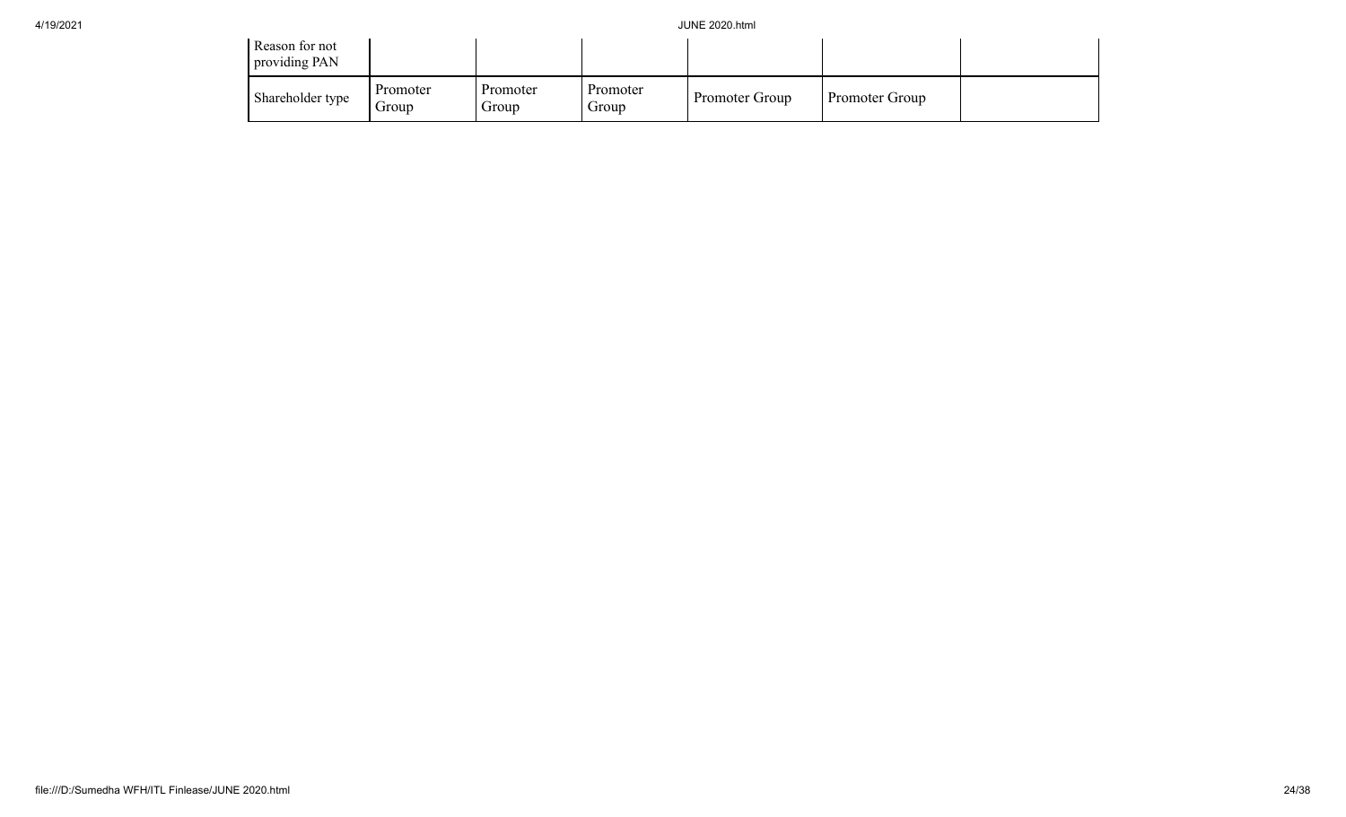| | | | | | | |
|---|---|---|---|---|---|---|
| Reason for not providing PAN | | | | | | |
| Shareholder type | Promoter Group | Promoter Group | Promoter Group | Promoter Group | Promoter Group | |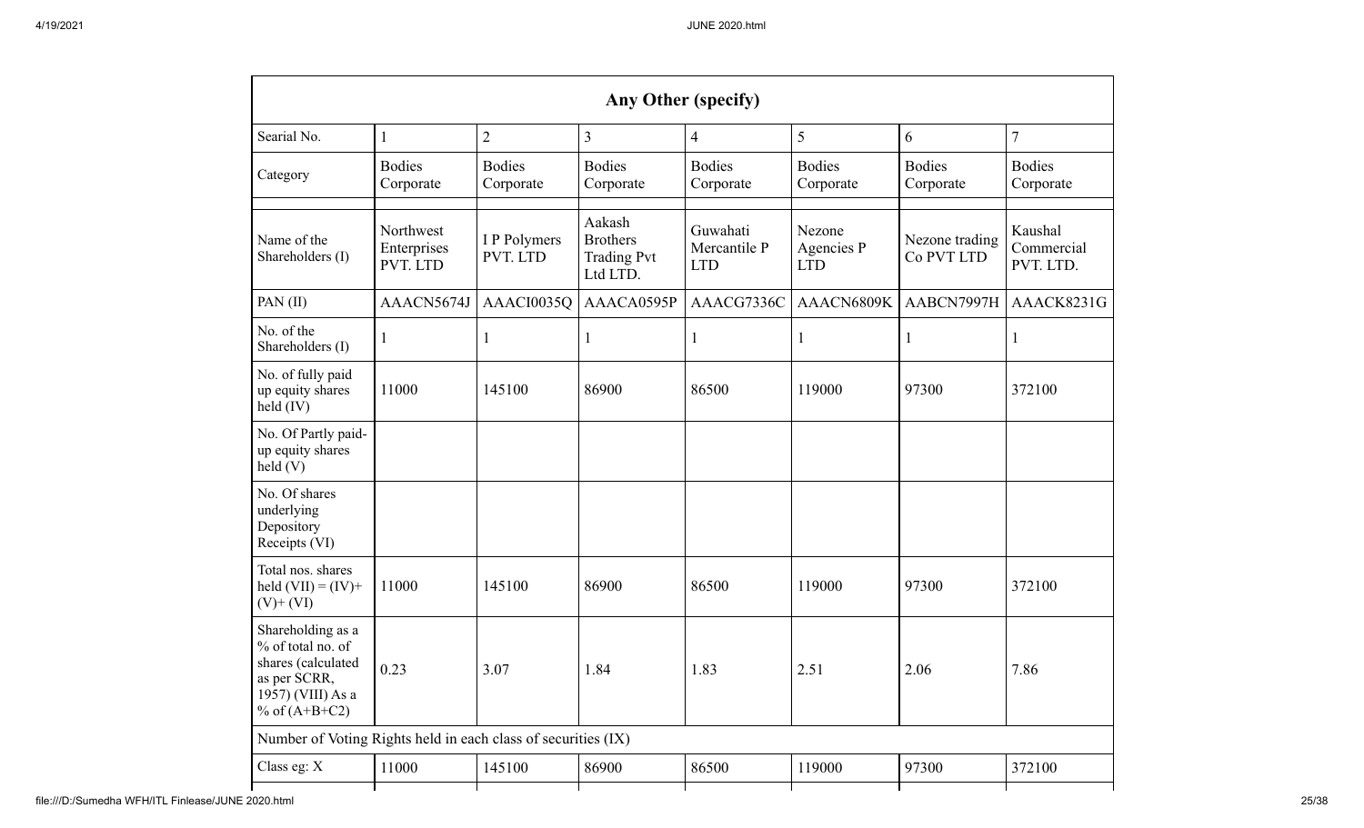| Any Other (specify) | | | | | | | |
|---|---|---|---|---|---|---|---|
| Searial No. | 1 | 2 | 3 | 4 | 5 | 6 | 7 |
| Category | Bodies Corporate | Bodies Corporate | Bodies Corporate | Bodies Corporate | Bodies Corporate | Bodies Corporate | Bodies Corporate |
| | | | | | | | |
| Name of the Shareholders (I) | Northwest Enterprises PVT. LTD | I P Polymers PVT. LTD | Aakash Brothers Trading Pvt Ltd LTD. | Guwahati Mercantile P LTD | Nezone Agencies P LTD | Nezone trading Co PVT LTD | Kaushal Commercial PVT. LTD. |
| PAN (II) | AAACN5674J | AAACI0035Q | AAACA0595P | AAACG7336C | AAACN6809K | AABCN7997H | AAACK8231G |
| No. of the Shareholders (I) | 1 | 1 | 1 | 1 | 1 | 1 | 1 |
| No. of fully paid up equity shares held (IV) | 11000 | 145100 | 86900 | 86500 | 119000 | 97300 | 372100 |
| No. Of Partly paid-up equity shares held (V) | | | | | | | |
| No. Of shares underlying Depository Receipts (VI) | | | | | | | |
| Total nos. shares held (VII) = (IV)+ (V)+ (VI) | 11000 | 145100 | 86900 | 86500 | 119000 | 97300 | 372100 |
| Shareholding as a % of total no. of shares (calculated as per SCRR, 1957) (VIII) As a % of (A+B+C2) | 0.23 | 3.07 | 1.84 | 1.83 | 2.51 | 2.06 | 7.86 |
| Number of Voting Rights held in each class of securities (IX) | | | | | | | |
| Class eg: X | 11000 | 145100 | 86900 | 86500 | 119000 | 97300 | 372100 |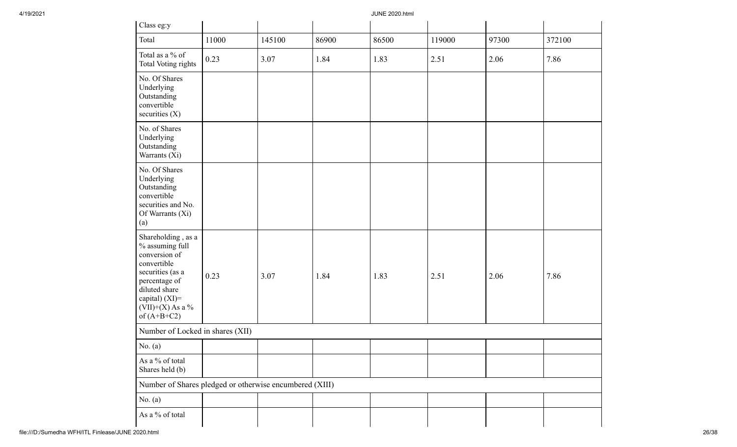| Class eg:y | | | | | | | |
|---|---|---|---|---|---|---|---|
| Total | 11000 | 145100 | 86900 | 86500 | 119000 | 97300 | 372100 |
| Total as a % of Total Voting rights | 0.23 | 3.07 | 1.84 | 1.83 | 2.51 | 2.06 | 7.86 |
| No. Of Shares Underlying Outstanding convertible securities (X) | | | | | | | |
| No. of Shares Underlying Outstanding Warrants (Xi) | | | | | | | |
| No. Of Shares Underlying Outstanding convertible securities and No. Of Warrants (Xi) (a) | | | | | | | |
| Shareholding , as a % assuming full conversion of convertible securities (as a percentage of diluted share capital) (XI)= (VII)+(X) As a % of (A+B+C2) | 0.23 | 3.07 | 1.84 | 1.83 | 2.51 | 2.06 | 7.86 |
| Number of Locked in shares (XII) | | | | | | | |
| No. (a) | | | | | | | |
| As a % of total Shares held (b) | | | | | | | |
| Number of Shares pledged or otherwise encumbered (XIII) | | | | | | | |
| No. (a) | | | | | | | |
| As a % of total | | | | | | | |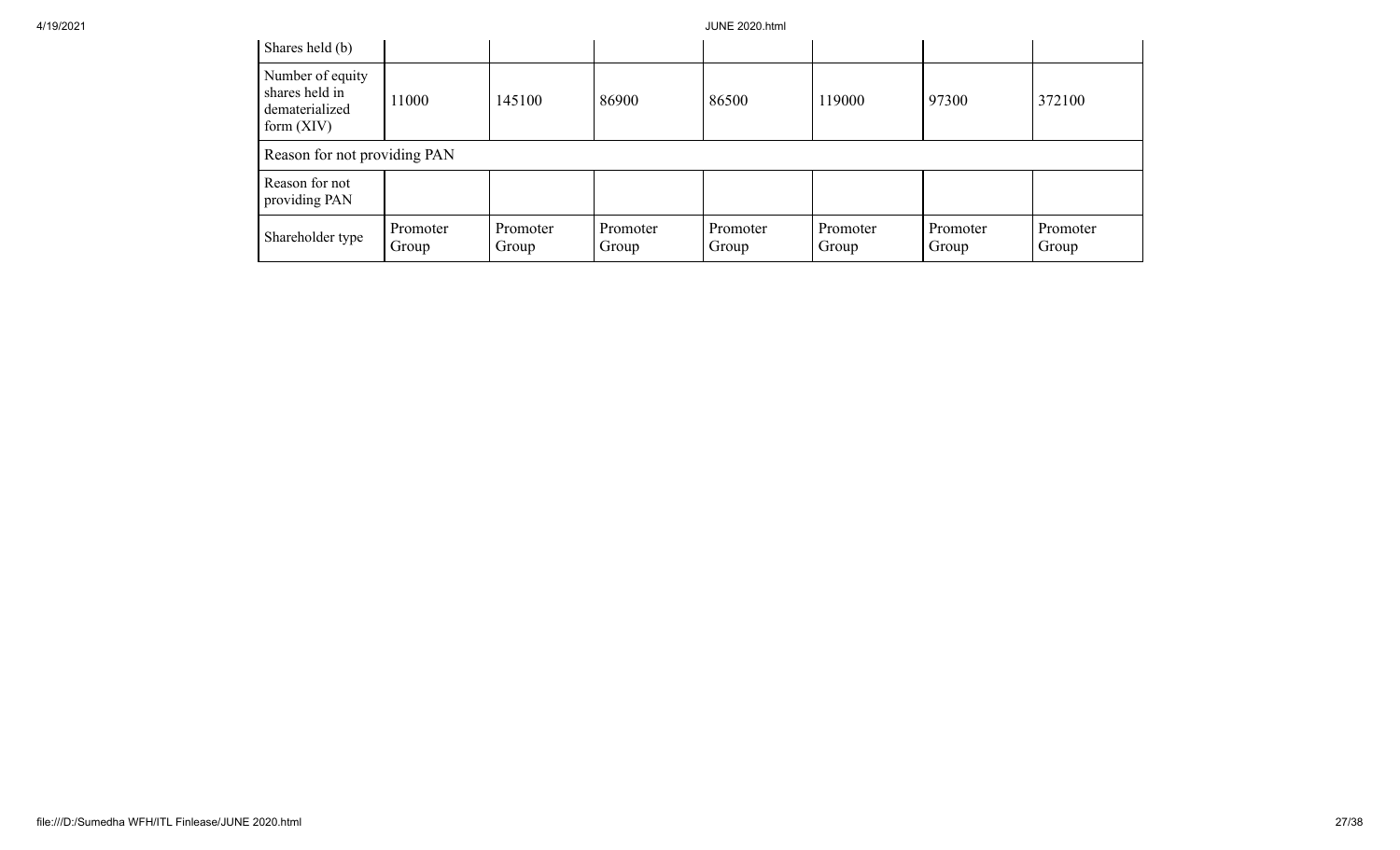| Shares held (b) | | | | | | | |
|---|---|---|---|---|---|---|---|
| Number of equity shares held in dematerialized form (XIV) | 11000 | 145100 | 86900 | 86500 | 119000 | 97300 | 372100 |
| Reason for not providing PAN | | | | | | | |
| Reason for not providing PAN | | | | | | | |
| Shareholder type | Promoter Group | Promoter Group | Promoter Group | Promoter Group | Promoter Group | Promoter Group | Promoter Group |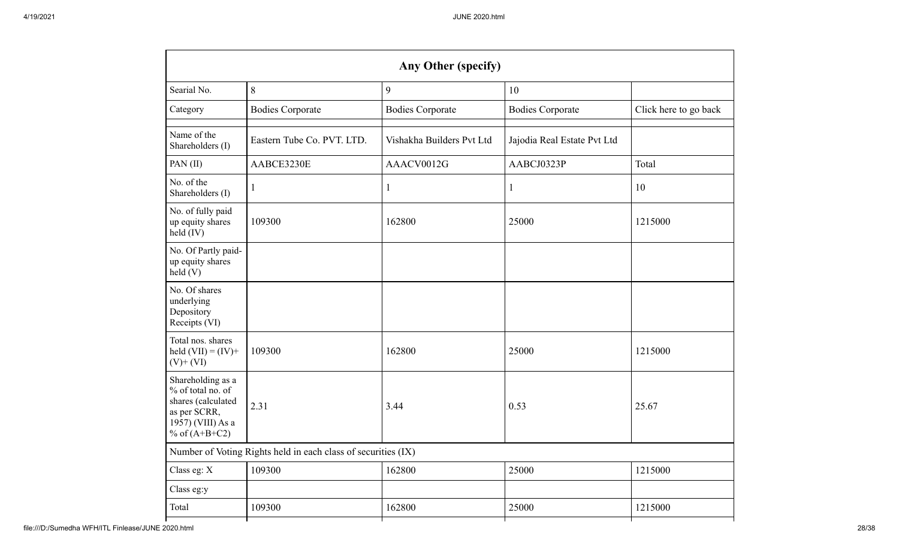| Any Other (specify) | | | | |
|---|---|---|---|---|
| Searial No. | 8 | 9 | 10 | |
| Category | Bodies Corporate | Bodies Corporate | Bodies Corporate | Click here to go back |
| Name of the Shareholders (I) | Eastern Tube Co. PVT. LTD. | Vishakha Builders Pvt Ltd | Jajodia Real Estate Pvt Ltd | |
| PAN (II) | AABCE3230E | AAACV0012G | AABCJ0323P | Total |
| No. of the Shareholders (I) | 1 | 1 | 1 | 10 |
| No. of fully paid up equity shares held (IV) | 109300 | 162800 | 25000 | 1215000 |
| No. Of Partly paid-up equity shares held (V) | | | | |
| No. Of shares underlying Depository Receipts (VI) | | | | |
| Total nos. shares held (VII) = (IV)+ (V)+ (VI) | 109300 | 162800 | 25000 | 1215000 |
| Shareholding as a % of total no. of shares (calculated as per SCRR, 1957) (VIII) As a % of (A+B+C2) | 2.31 | 3.44 | 0.53 | 25.67 |
| Number of Voting Rights held in each class of securities (IX) | | | | |
| Class eg: X | 109300 | 162800 | 25000 | 1215000 |
| Class eg:y | | | | |
| Total | 109300 | 162800 | 25000 | 1215000 |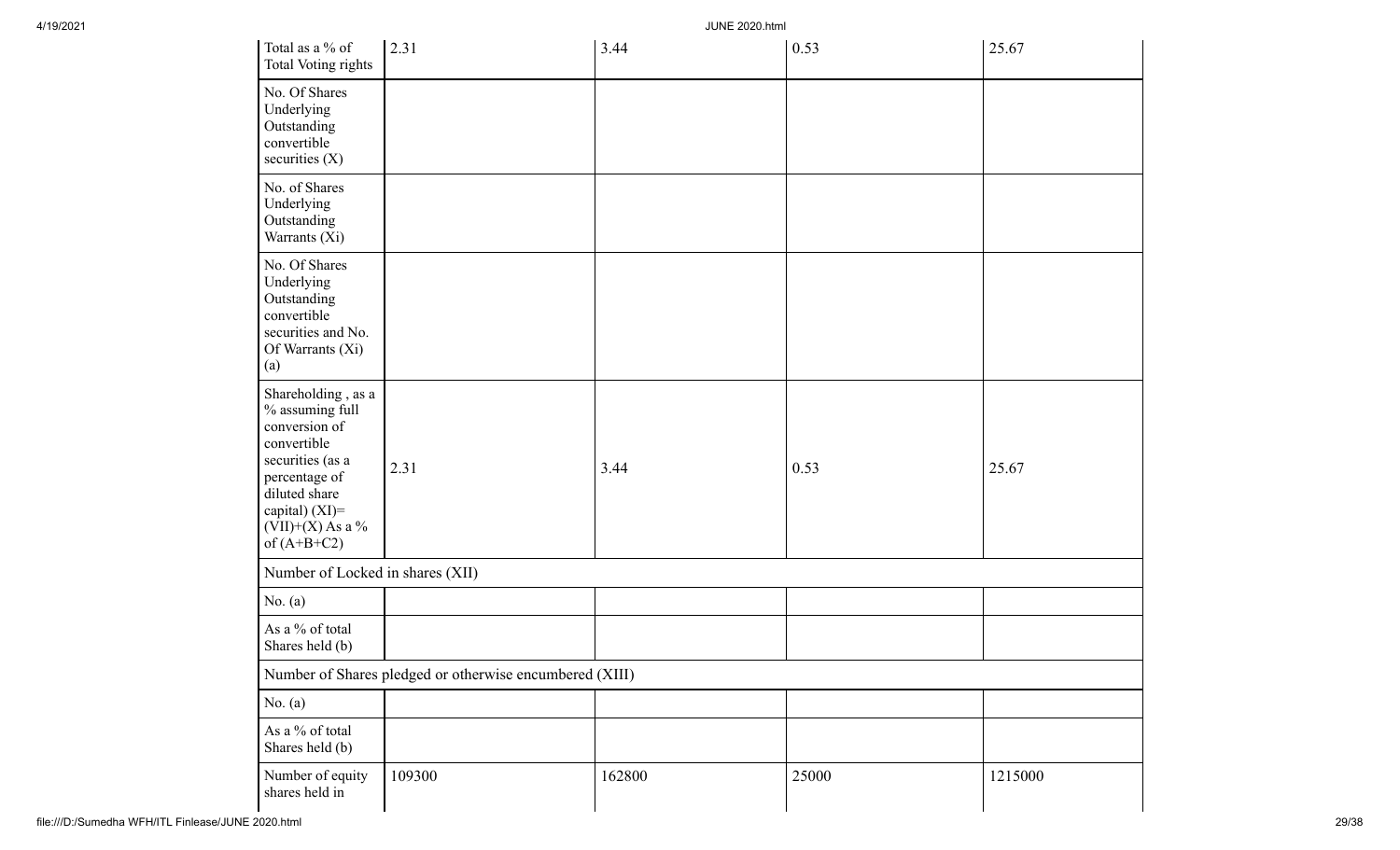| | | | | |
|---|---|---|---|---|
| Total as a % of Total Voting rights | 2.31 | 3.44 | 0.53 | 25.67 |
| No. Of Shares Underlying Outstanding convertible securities (X) | | | | |
| No. of Shares Underlying Outstanding Warrants (Xi) | | | | |
| No. Of Shares Underlying Outstanding convertible securities and No. Of Warrants (Xi) (a) | | | | |
| Shareholding , as a % assuming full conversion of convertible securities (as a percentage of diluted share capital) (XI)= (VII)+(X) As a % of (A+B+C2) | 2.31 | 3.44 | 0.53 | 25.67 |
| Number of Locked in shares (XII) | | | | |
| No. (a) | | | | |
| As a % of total Shares held (b) | | | | |
| Number of Shares pledged or otherwise encumbered (XIII) | | | | |
| No. (a) | | | | |
| As a % of total Shares held (b) | | | | |
| Number of equity shares held in | 109300 | 162800 | 25000 | 1215000 |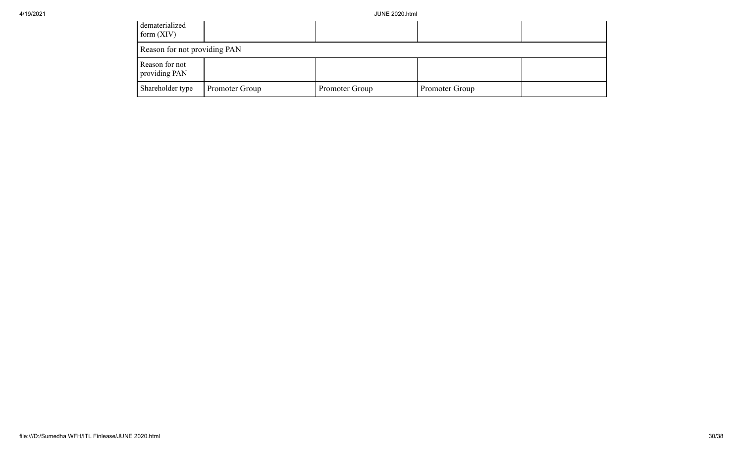| dematerialized form (XIV) | | | | |
|---|---|---|---|---|
| Reason for not providing PAN | | | | |
| Reason for not providing PAN | | | | |
| Shareholder type | Promoter Group | Promoter Group | Promoter Group | |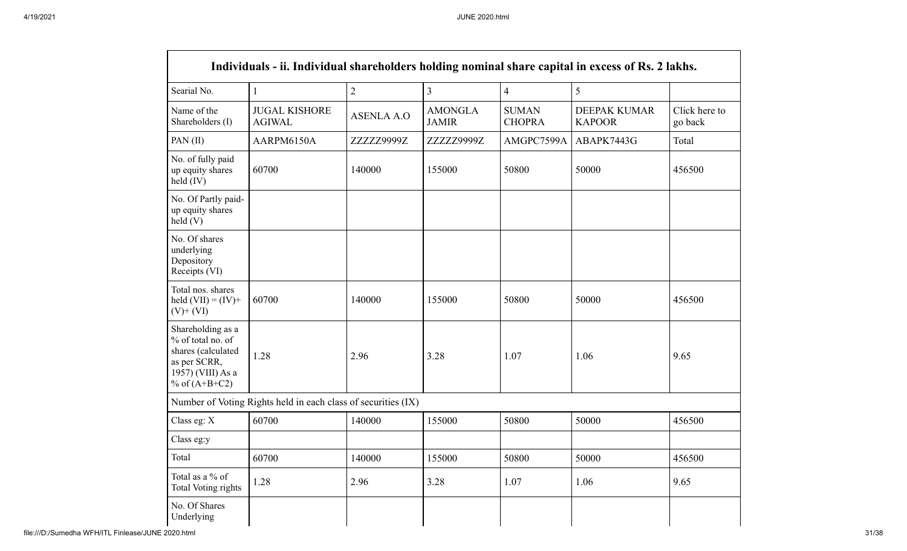| Individuals - ii. Individual shareholders holding nominal share capital in excess of Rs. 2 lakhs. | | | | | | |
|---|---|---|---|---|---|---|
| Searial No. | 1 | 2 | 3 | 4 | 5 | |
| Name of the Shareholders (I) | JUGAL KISHORE AGIWAL | ASENLA A.O | AMONGLA JAMIR | SUMAN CHOPRA | DEEPAK KUMAR KAPOOR | Click here to go back |
| PAN (II) | AARPM6150A | ZZZZZ9999Z | ZZZZZ9999Z | AMGPC7599A | ABAPK7443G | Total |
| No. of fully paid up equity shares held (IV) | 60700 | 140000 | 155000 | 50800 | 50000 | 456500 |
| No. Of Partly paid-up equity shares held (V) | | | | | | |
| No. Of shares underlying Depository Receipts (VI) | | | | | | |
| Total nos. shares held (VII) = (IV)+ (V)+ (VI) | 60700 | 140000 | 155000 | 50800 | 50000 | 456500 |
| Shareholding as a % of total no. of shares (calculated as per SCRR, 1957) (VIII) As a % of (A+B+C2) | 1.28 | 2.96 | 3.28 | 1.07 | 1.06 | 9.65 |
| Number of Voting Rights held in each class of securities (IX) | | | | | | |
| Class eg: X | 60700 | 140000 | 155000 | 50800 | 50000 | 456500 |
| Class eg:y | | | | | | |
| Total | 60700 | 140000 | 155000 | 50800 | 50000 | 456500 |
| Total as a % of Total Voting rights | 1.28 | 2.96 | 3.28 | 1.07 | 1.06 | 9.65 |
| No. Of Shares Underlying | | | | | | |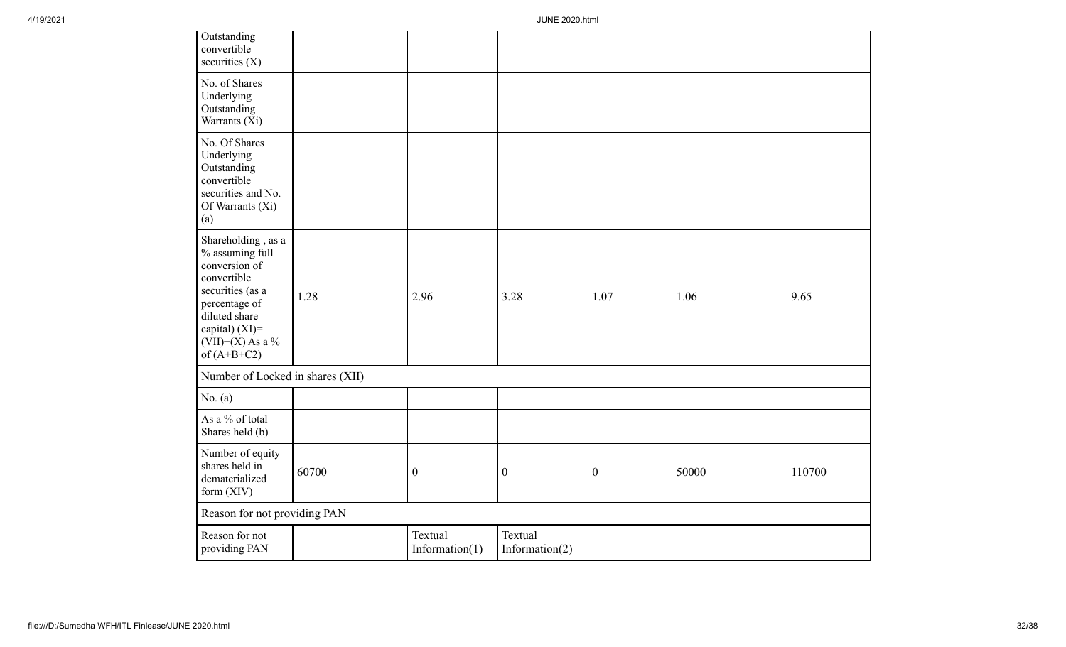| Outstanding convertible securities (X) | | | | | | |
|---|---|---|---|---|---|---|
| No. of Shares Underlying Outstanding Warrants (Xi) | | | | | | |
| No. Of Shares Underlying Outstanding convertible securities and No. Of Warrants (Xi) (a) | | | | | | |
| Shareholding , as a % assuming full conversion of convertible securities (as a percentage of diluted share capital) (XI)= (VII)+(X) As a % of (A+B+C2) | 1.28 | 2.96 | 3.28 | 1.07 | 1.06 | 9.65 |
| Number of Locked in shares (XII) | | | | | | |
| No. (a) | | | | | | |
| As a % of total Shares held (b) | | | | | | |
| Number of equity shares held in dematerialized form (XIV) | 60700 | 0 | 0 | 0 | 50000 | 110700 |
| Reason for not providing PAN | | | | | | |
| Reason for not providing PAN | | Textual Information(1) | Textual Information(2) | | | |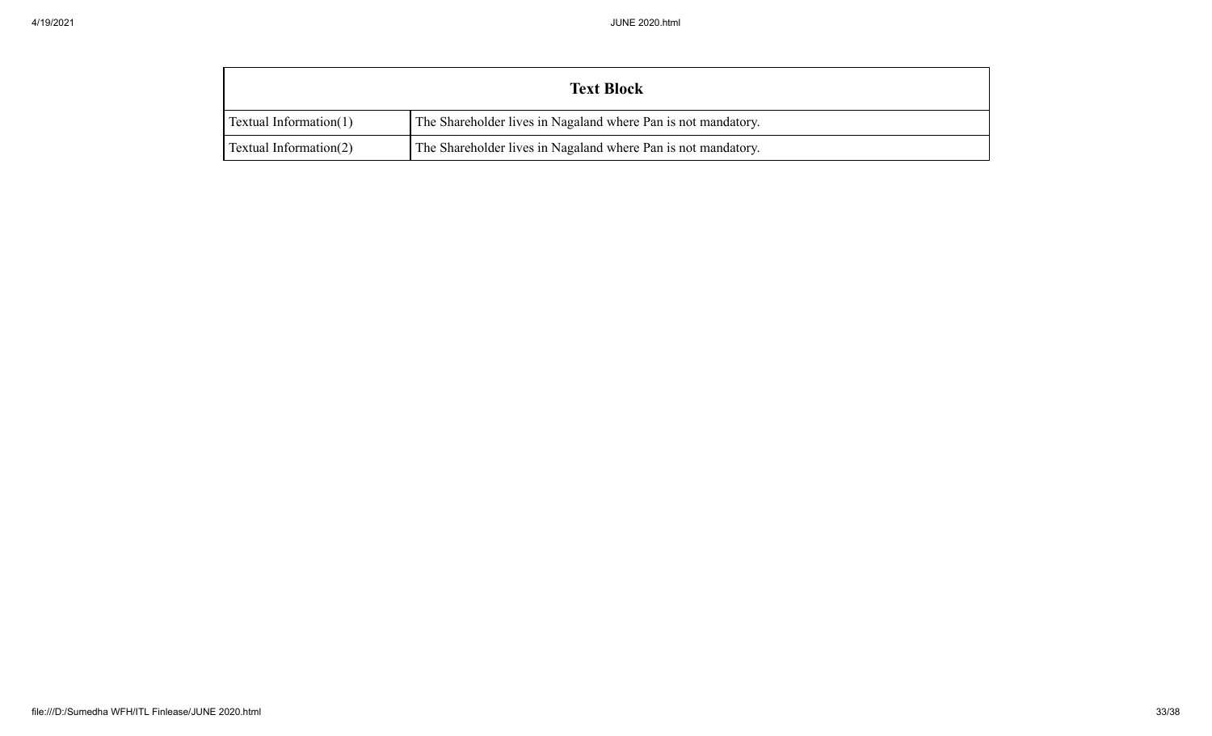| Text Block | |
|---|---|
| Textual Information(1) | The Shareholder lives in Nagaland where Pan is not mandatory. |
| Textual Information(2) | The Shareholder lives in Nagaland where Pan is not mandatory. |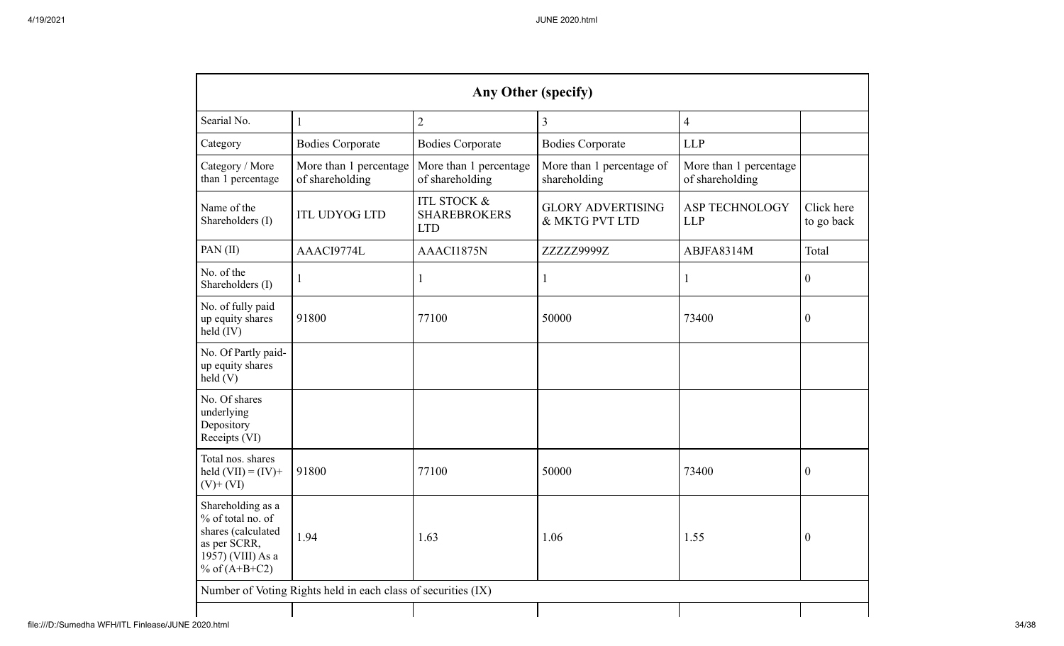| Any Other (specify) | | | | | |
|---|---|---|---|---|---|
| Searial No. | 1 | 2 | 3 | 4 | |
| Category | Bodies Corporate | Bodies Corporate | Bodies Corporate | LLP | |
| Category / More than 1 percentage | More than 1 percentage of shareholding | More than 1 percentage of shareholding | More than 1 percentage of shareholding | More than 1 percentage of shareholding | |
| Name of the Shareholders (I) | ITL UDYOG LTD | ITL STOCK & SHAREBROKERS LTD | GLORY ADVERTISING & MKTG PVT LTD | ASP TECHNOLOGY LLP | Click here to go back |
| PAN (II) | AAACI9774L | AAACI1875N | ZZZZZ9999Z | ABJFA8314M | Total |
| No. of the Shareholders (I) | 1 | 1 | 1 | 1 | 0 |
| No. of fully paid up equity shares held (IV) | 91800 | 77100 | 50000 | 73400 | 0 |
| No. Of Partly paid-up equity shares held (V) | | | | | |
| No. Of shares underlying Depository Receipts (VI) | | | | | |
| Total nos. shares held (VII) = (IV)+ (V)+ (VI) | 91800 | 77100 | 50000 | 73400 | 0 |
| Shareholding as a % of total no. of shares (calculated as per SCRR, 1957) (VIII) As a % of (A+B+C2) | 1.94 | 1.63 | 1.06 | 1.55 | 0 |
| Number of Voting Rights held in each class of securities (IX) | | | | | |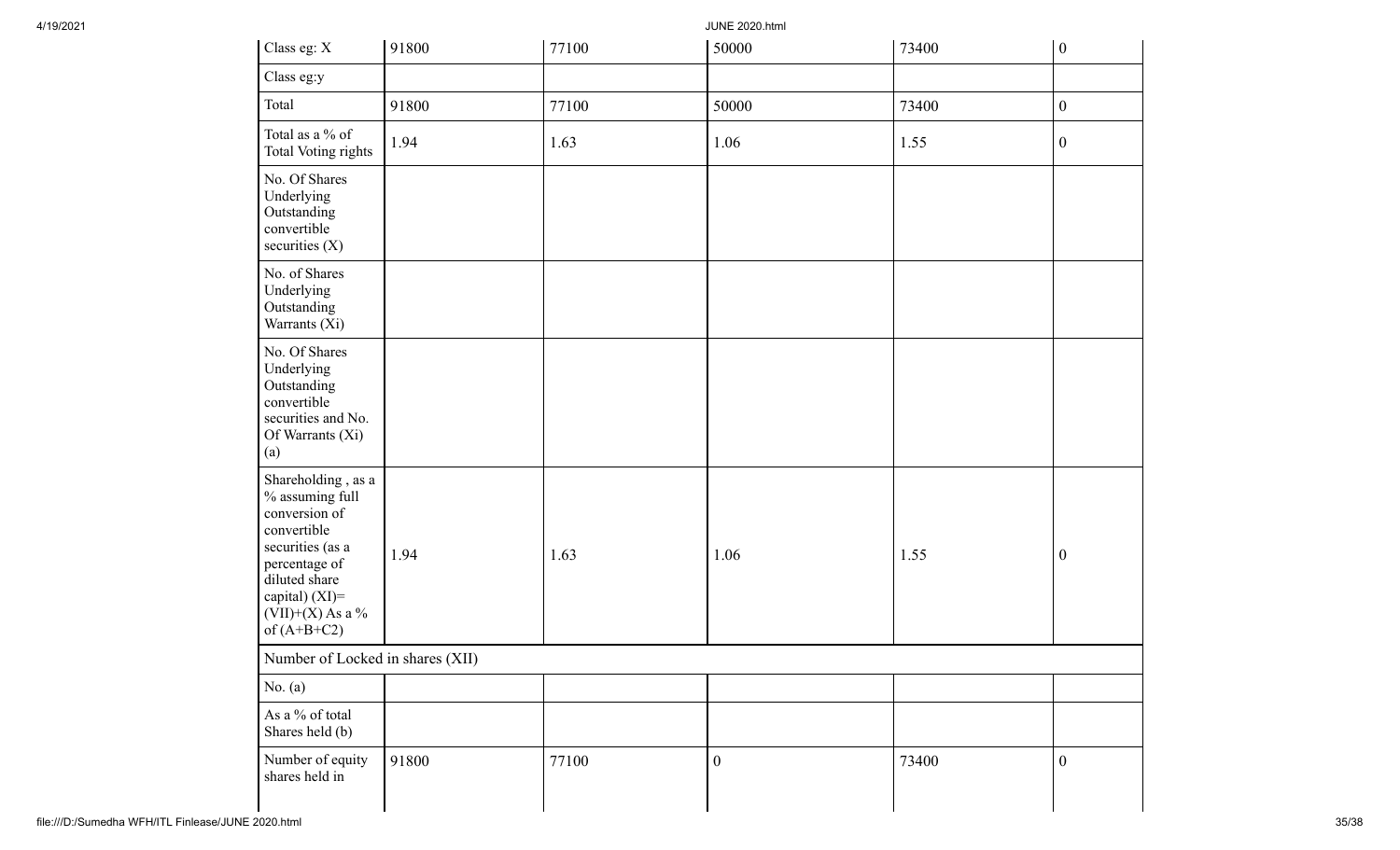| | | | | | |
|---|---|---|---|---|---|
| Class eg: X | 91800 | 77100 | 50000 | 73400 | 0 |
| Class eg:y | | | | | |
| Total | 91800 | 77100 | 50000 | 73400 | 0 |
| Total as a % of Total Voting rights | 1.94 | 1.63 | 1.06 | 1.55 | 0 |
| No. Of Shares Underlying Outstanding convertible securities (X) | | | | | |
| No. of Shares Underlying Outstanding Warrants (Xi) | | | | | |
| No. Of Shares Underlying Outstanding convertible securities and No. Of Warrants (Xi) (a) | | | | | |
| Shareholding , as a % assuming full conversion of convertible securities (as a percentage of diluted share capital) (XI)= (VII)+(X) As a % of (A+B+C2) | 1.94 | 1.63 | 1.06 | 1.55 | 0 |
| Number of Locked in shares (XII) | | | | | |
| No. (a) | | | | | |
| As a % of total Shares held (b) | | | | | |
| Number of equity shares held in | 91800 | 77100 | 0 | 73400 | 0 |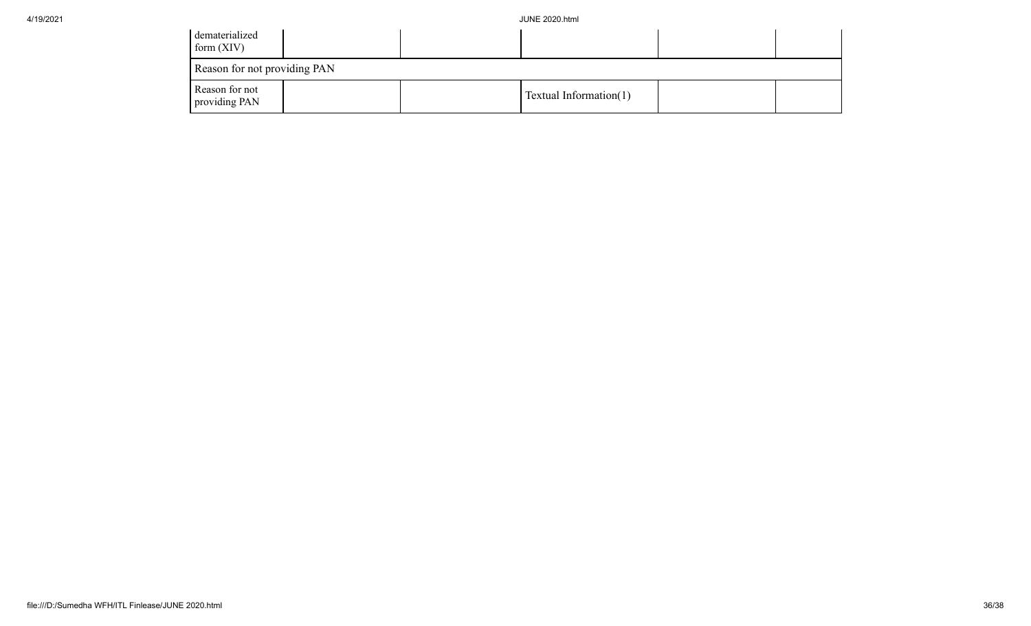| dematerialized form (XIV) | | | | | |
| --- | --- | --- | --- | --- | --- |
| Reason for not providing PAN | | | | | |
| Reason for not providing PAN | | | Textual Information(1) | | |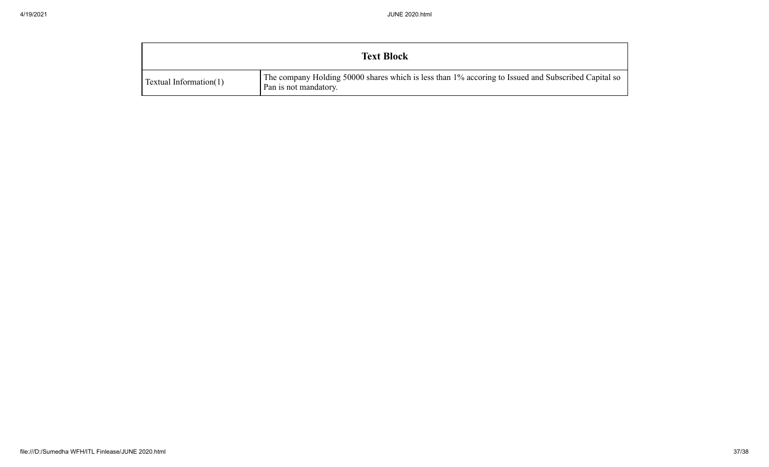| Text Block | |
|---|---|
| Textual Information(1) | The company Holding 50000 shares which is less than 1% accoring to Issued and Subscribed Capital so Pan is not mandatory. |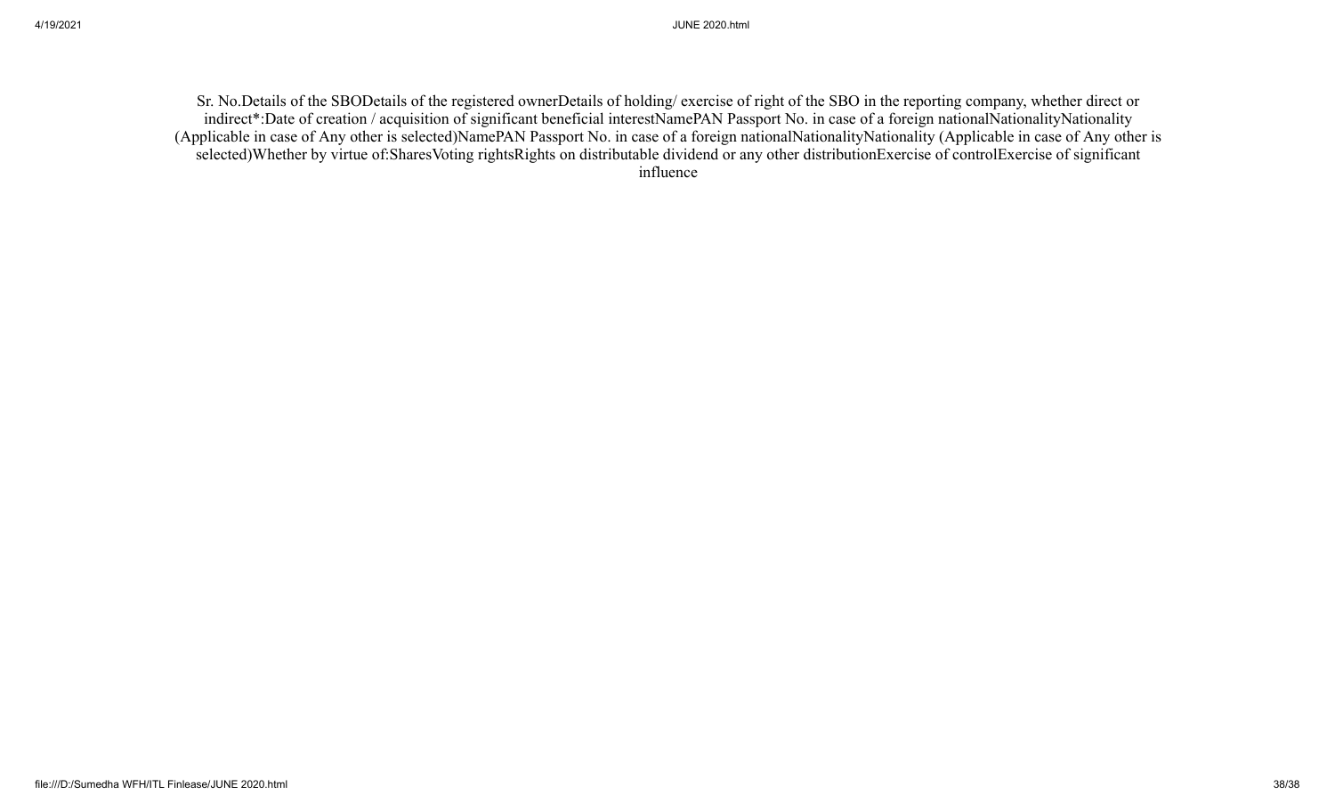Sr. No.Details of the SBODetails of the registered ownerDetails of holding/ exercise of right of the SBO in the reporting company, whether direct or indirect*:Date of creation / acquisition of significant beneficial interestNamePAN Passport No. in case of a foreign nationalNationalityNationality (Applicable in case of Any other is selected)NamePAN Passport No. in case of a foreign nationalNationalityNationality (Applicable in case of Any other is selected)Whether by virtue of:SharesVoting rightsRights on distributable dividend or any other distributionExercise of controlExercise of significant influence